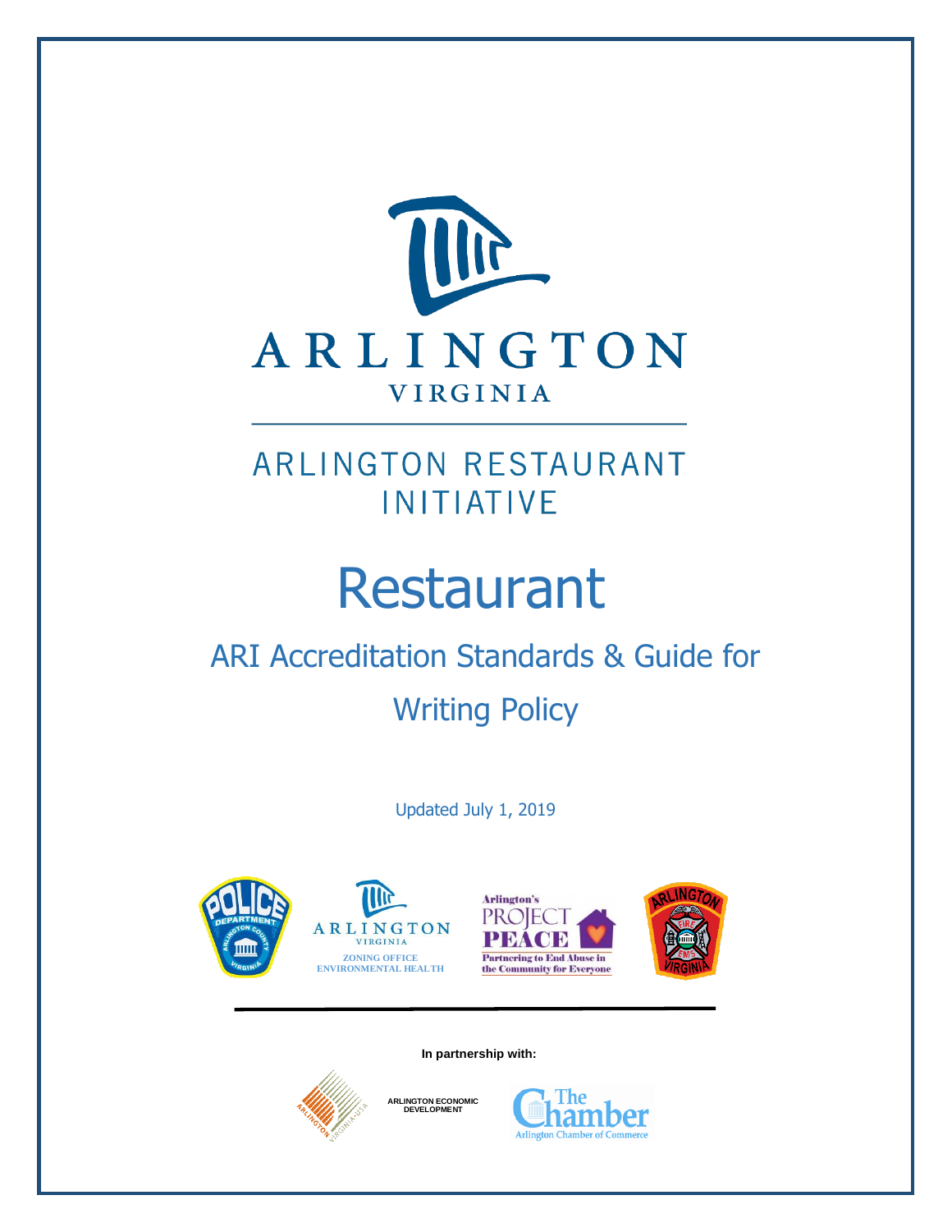ARLINGTON

VIRGINIA

# ARLINGTON RESTAURANT INITIATIVE

# Restaurant

## ARI Accreditation Standards & Guide for Writing Policy

Updated July 1, 2019

ZONING OFFICE
ENVIRONMENTAL HEALTH

Arlington's PROJECT PEACE
Partnering to End Abuse in the Community for Everyone

**In partnership with:**

ARLINGTON ECONOMIC DEVELOPMENT

The Chamber
Arlington Chamber of Commerce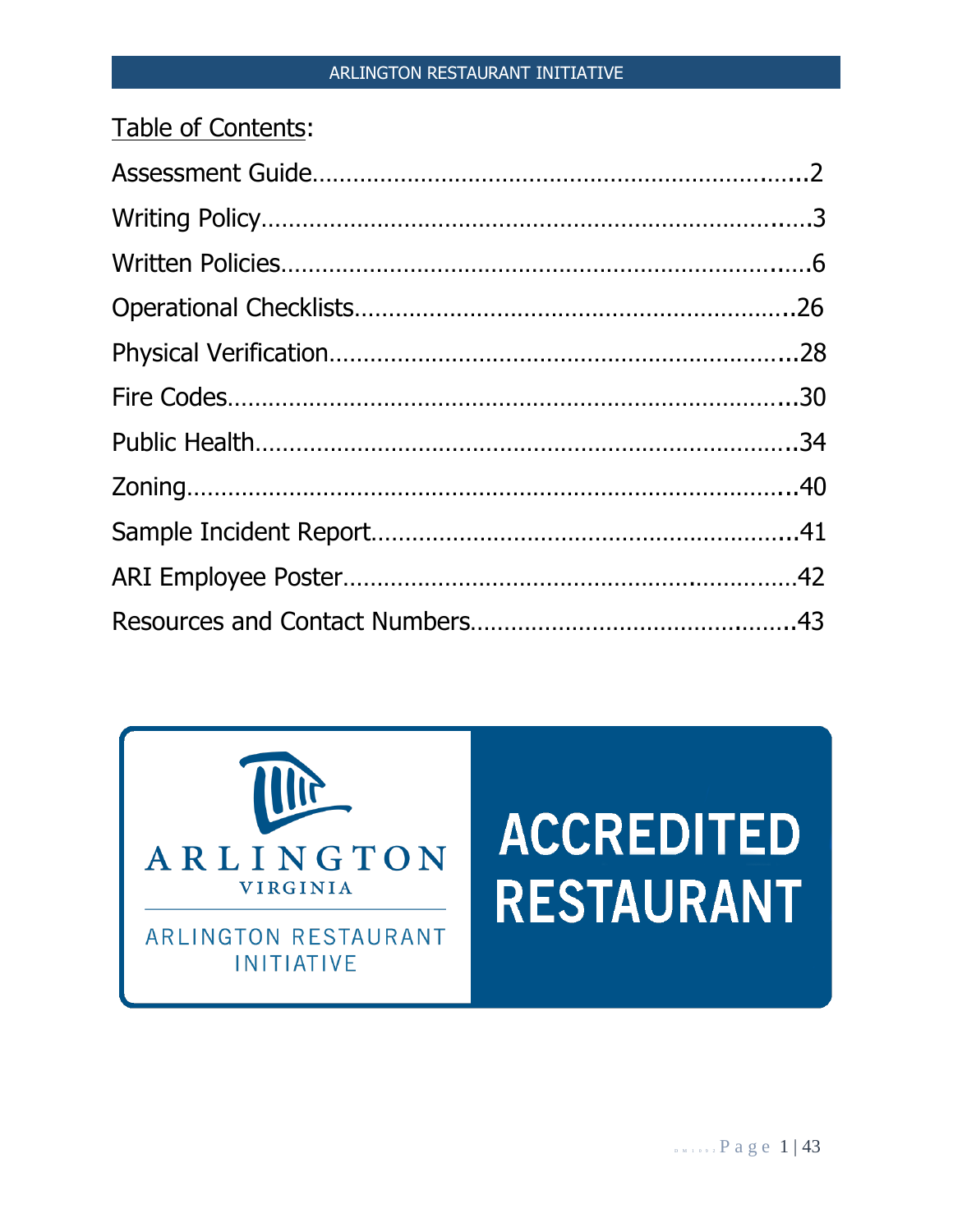Table of Contents:

Assessment Guide.......................................................................2

Writing Policy..........................................................................3

Written Policies........................................................................6

Operational Checklists...............................................................26

Physical Verification...................................................................28

Fire Codes...............................................................................30

Public Health...........................................................................34

Zoning...................................................................................40

Sample Incident Report..............................................................41

ARI Employee Poster..................................................................42

Resources and Contact Numbers..................................................43

ARLINGTON VIRGINIA

ARLINGTON RESTAURANT INITIATIVE

ACCREDITED RESTAURANT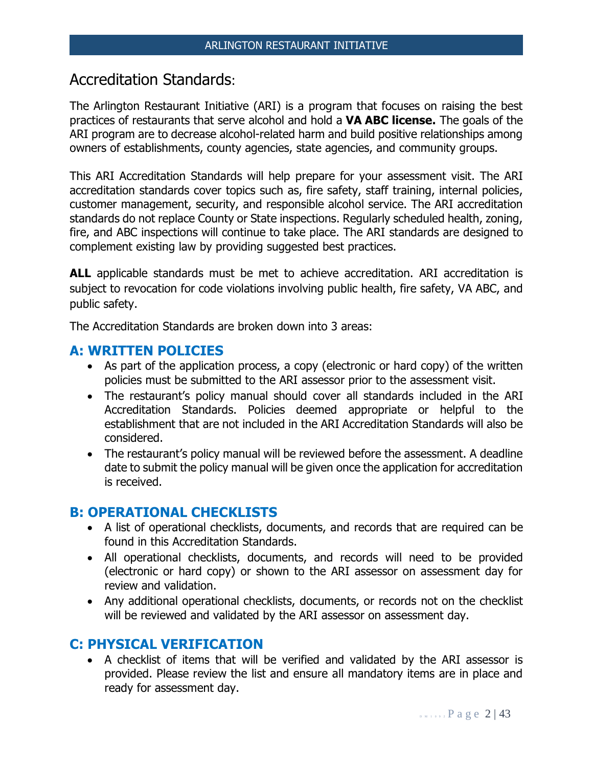# Accreditation Standards:

The Arlington Restaurant Initiative (ARI) is a program that focuses on raising the best practices of restaurants that serve alcohol and hold a **VA ABC license.** The goals of the ARI program are to decrease alcohol-related harm and build positive relationships among owners of establishments, county agencies, state agencies, and community groups.

This ARI Accreditation Standards will help prepare for your assessment visit. The ARI accreditation standards cover topics such as, fire safety, staff training, internal policies, customer management, security, and responsible alcohol service. The ARI accreditation standards do not replace County or State inspections. Regularly scheduled health, zoning, fire, and ABC inspections will continue to take place. The ARI standards are designed to complement existing law by providing suggested best practices.

**ALL** applicable standards must be met to achieve accreditation. ARI accreditation is subject to revocation for code violations involving public health, fire safety, VA ABC, and public safety.

The Accreditation Standards are broken down into 3 areas:

## A: WRITTEN POLICIES

- As part of the application process, a copy (electronic or hard copy) of the written policies must be submitted to the ARI assessor prior to the assessment visit.
- The restaurant's policy manual should cover all standards included in the ARI Accreditation Standards. Policies deemed appropriate or helpful to the establishment that are not included in the ARI Accreditation Standards will also be considered.
- The restaurant's policy manual will be reviewed before the assessment. A deadline date to submit the policy manual will be given once the application for accreditation is received.

## B: OPERATIONAL CHECKLISTS

- A list of operational checklists, documents, and records that are required can be found in this Accreditation Standards.
- All operational checklists, documents, and records will need to be provided (electronic or hard copy) or shown to the ARI assessor on assessment day for review and validation.
- Any additional operational checklists, documents, or records not on the checklist will be reviewed and validated by the ARI assessor on assessment day.

## C: PHYSICAL VERIFICATION

- A checklist of items that will be verified and validated by the ARI assessor is provided. Please review the list and ensure all mandatory items are in place and ready for assessment day.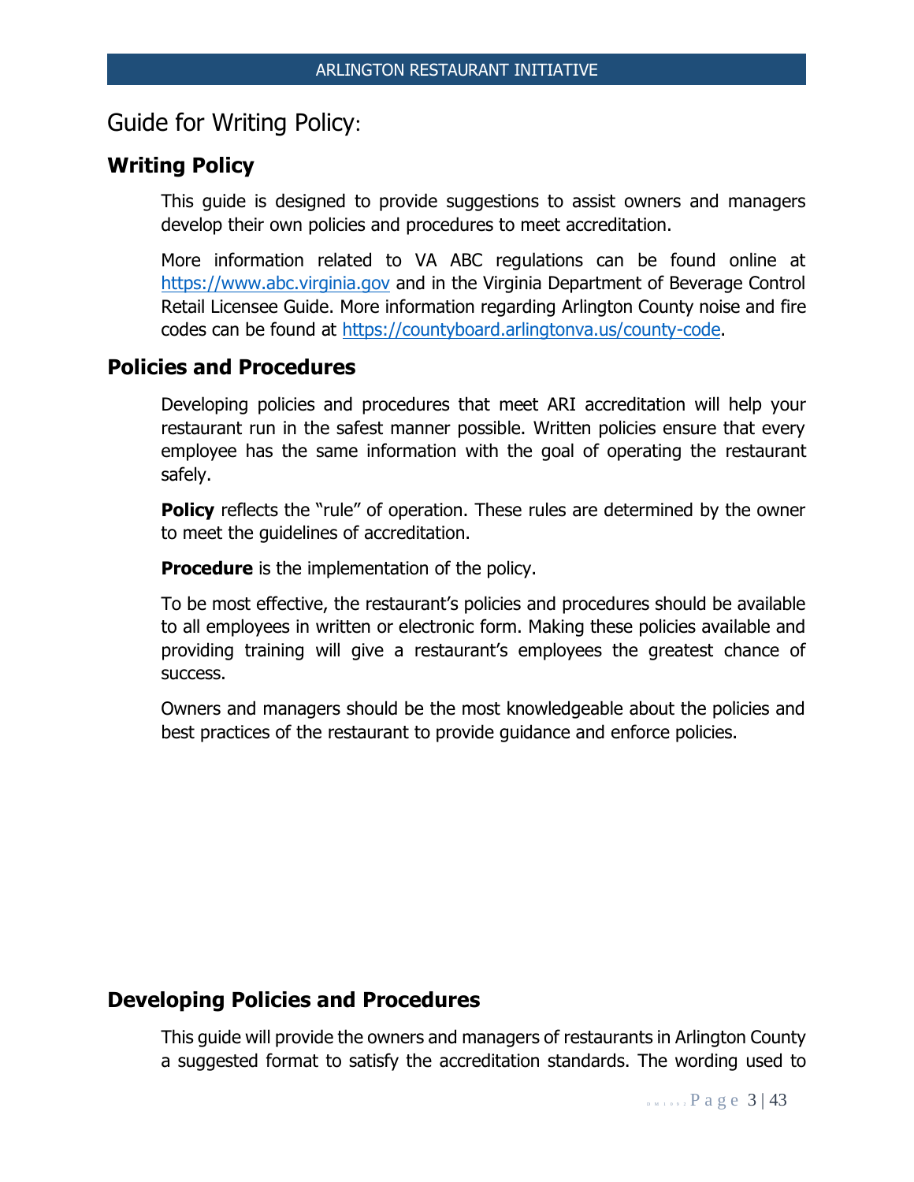# Guide for Writing Policy:

## Writing Policy

This guide is designed to provide suggestions to assist owners and managers develop their own policies and procedures to meet accreditation.

More information related to VA ABC regulations can be found online at https://www.abc.virginia.gov and in the Virginia Department of Beverage Control Retail Licensee Guide. More information regarding Arlington County noise and fire codes can be found at https://countyboard.arlingtonva.us/county-code.

## Policies and Procedures

Developing policies and procedures that meet ARI accreditation will help your restaurant run in the safest manner possible. Written policies ensure that every employee has the same information with the goal of operating the restaurant safely.

**Policy** reflects the "rule" of operation. These rules are determined by the owner to meet the guidelines of accreditation.

**Procedure** is the implementation of the policy.

To be most effective, the restaurant's policies and procedures should be available to all employees in written or electronic form. Making these policies available and providing training will give a restaurant's employees the greatest chance of success.

Owners and managers should be the most knowledgeable about the policies and best practices of the restaurant to provide guidance and enforce policies.

## Developing Policies and Procedures

This guide will provide the owners and managers of restaurants in Arlington County a suggested format to satisfy the accreditation standards. The wording used to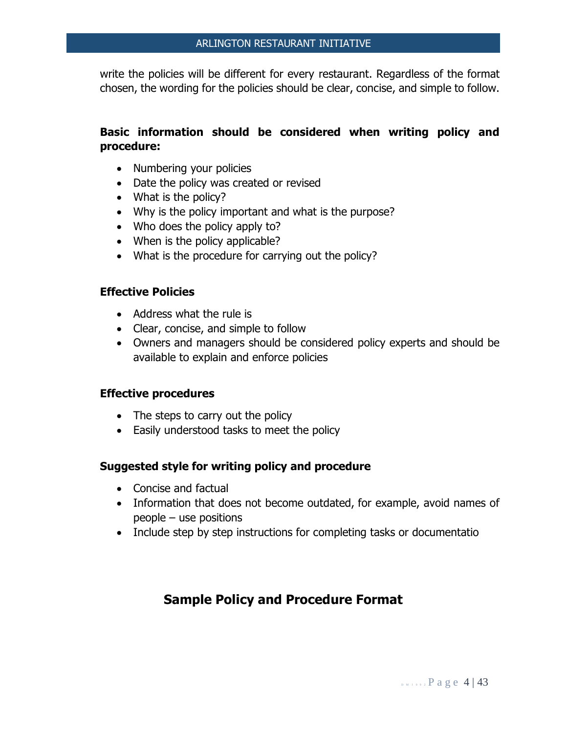write the policies will be different for every restaurant. Regardless of the format chosen, the wording for the policies should be clear, concise, and simple to follow.

**Basic information should be considered when writing policy and procedure:**

- Numbering your policies
- Date the policy was created or revised
- What is the policy?
- Why is the policy important and what is the purpose?
- Who does the policy apply to?
- When is the policy applicable?
- What is the procedure for carrying out the policy?

**Effective Policies**

- Address what the rule is
- Clear, concise, and simple to follow
- Owners and managers should be considered policy experts and should be available to explain and enforce policies

**Effective procedures**

- The steps to carry out the policy
- Easily understood tasks to meet the policy

**Suggested style for writing policy and procedure**

- Concise and factual
- Information that does not become outdated, for example, avoid names of people – use positions
- Include step by step instructions for completing tasks or documentatio

## Sample Policy and Procedure Format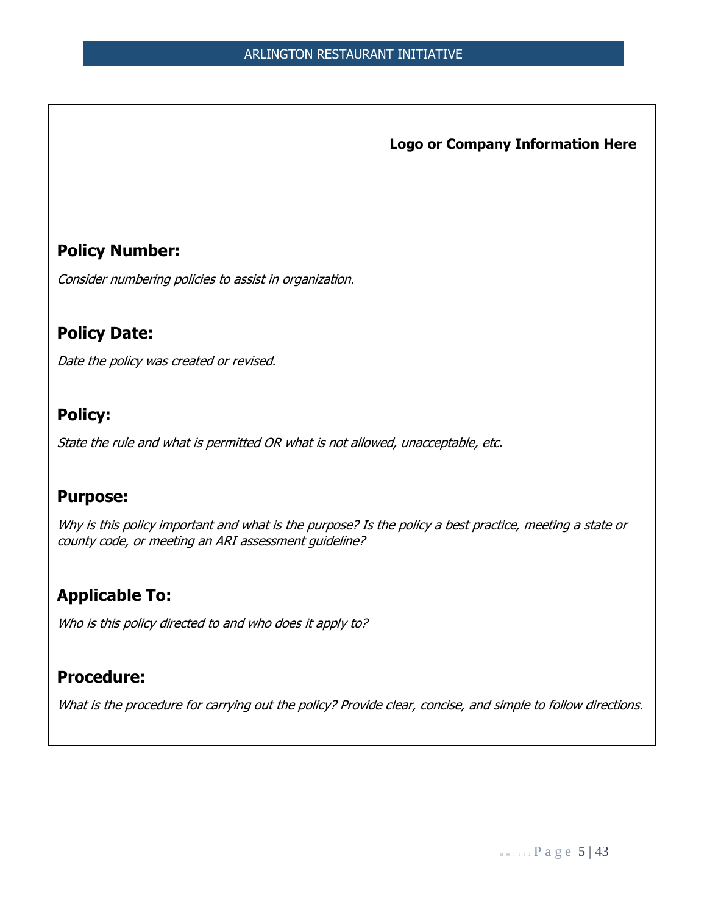**Logo or Company Information Here**

## Policy Number:

*Consider numbering policies to assist in organization.*

## Policy Date:

*Date the policy was created or revised.*

## Policy:

*State the rule and what is permitted OR what is not allowed, unacceptable, etc.*

## Purpose:

*Why is this policy important and what is the purpose? Is the policy a best practice, meeting a state or county code, or meeting an ARI assessment guideline?*

## Applicable To:

*Who is this policy directed to and who does it apply to?*

## Procedure:

*What is the procedure for carrying out the policy? Provide clear, concise, and simple to follow directions.*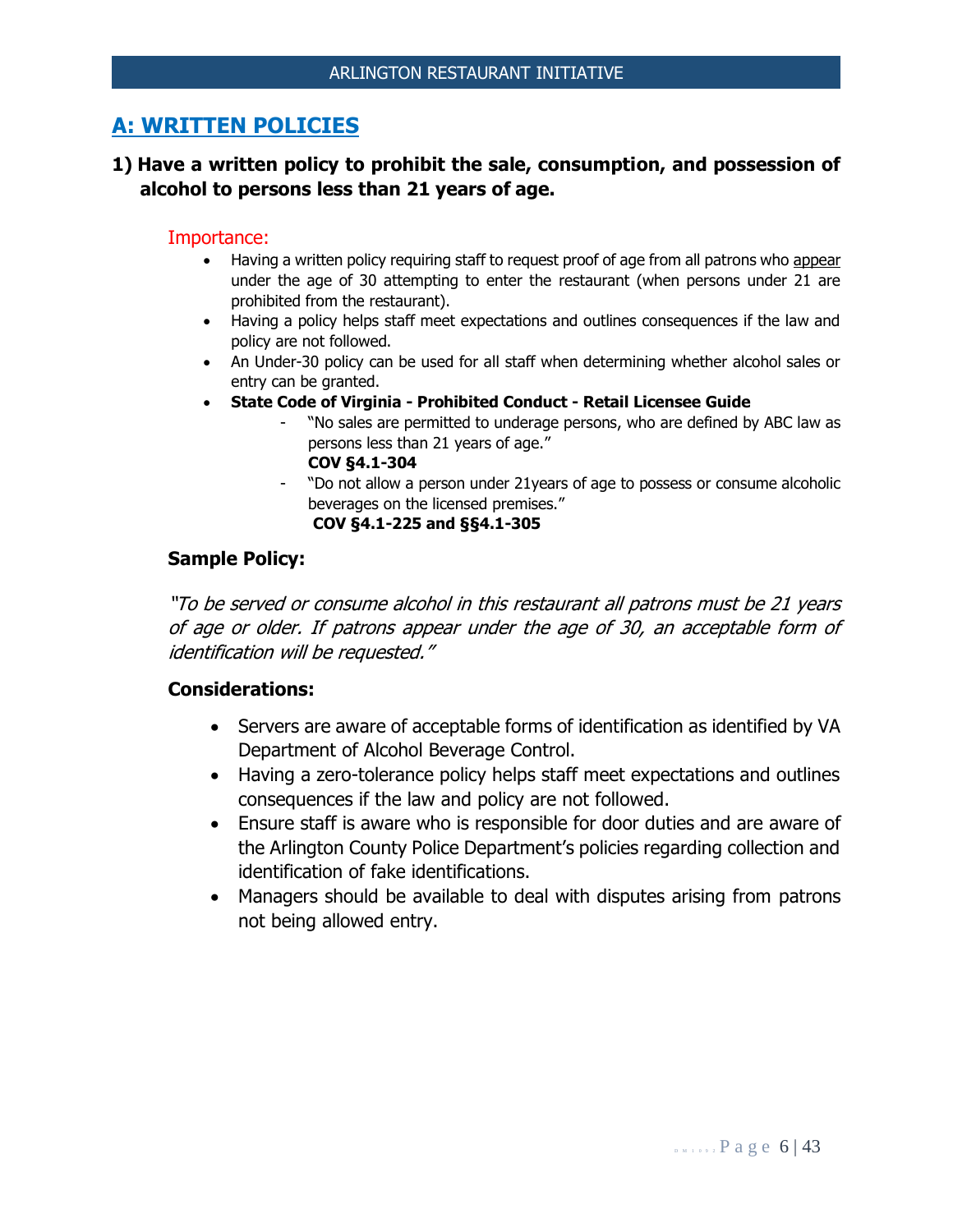## A: WRITTEN POLICIES

### 1) Have a written policy to prohibit the sale, consumption, and possession of alcohol to persons less than 21 years of age.

Importance:

- Having a written policy requiring staff to request proof of age from all patrons who appear under the age of 30 attempting to enter the restaurant (when persons under 21 are prohibited from the restaurant).
- Having a policy helps staff meet expectations and outlines consequences if the law and policy are not followed.
- An Under-30 policy can be used for all staff when determining whether alcohol sales or entry can be granted.
- **State Code of Virginia - Prohibited Conduct - Retail Licensee Guide**
  - "No sales are permitted to underage persons, who are defined by ABC law as persons less than 21 years of age."
    **COV §4.1-304**
  - "Do not allow a person under 21years of age to possess or consume alcoholic beverages on the licensed premises."
    **COV §4.1-225 and §§4.1-305**

**Sample Policy:**

*"To be served or consume alcohol in this restaurant all patrons must be 21 years of age or older. If patrons appear under the age of 30, an acceptable form of identification will be requested."*

**Considerations:**

- Servers are aware of acceptable forms of identification as identified by VA Department of Alcohol Beverage Control.
- Having a zero-tolerance policy helps staff meet expectations and outlines consequences if the law and policy are not followed.
- Ensure staff is aware who is responsible for door duties and are aware of the Arlington County Police Department's policies regarding collection and identification of fake identifications.
- Managers should be available to deal with disputes arising from patrons not being allowed entry.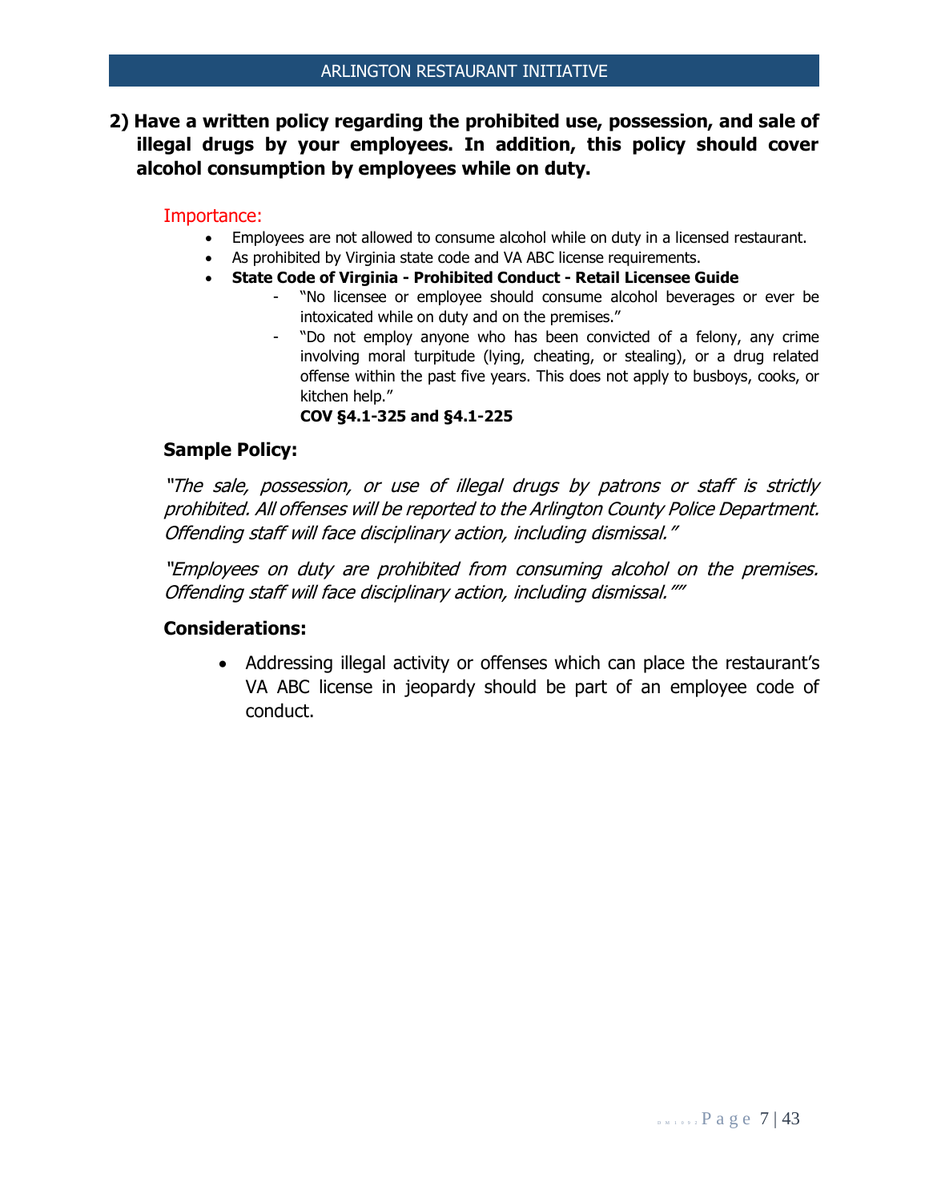## 2) Have a written policy regarding the prohibited use, possession, and sale of illegal drugs by your employees. In addition, this policy should cover alcohol consumption by employees while on duty.

Importance:

- Employees are not allowed to consume alcohol while on duty in a licensed restaurant.
- As prohibited by Virginia state code and VA ABC license requirements.
- **State Code of Virginia - Prohibited Conduct - Retail Licensee Guide**
  - "No licensee or employee should consume alcohol beverages or ever be intoxicated while on duty and on the premises."
  - "Do not employ anyone who has been convicted of a felony, any crime involving moral turpitude (lying, cheating, or stealing), or a drug related offense within the past five years. This does not apply to busboys, cooks, or kitchen help."

    **COV §4.1-325 and §4.1-225**

### Sample Policy:

*"The sale, possession, or use of illegal drugs by patrons or staff is strictly prohibited. All offenses will be reported to the Arlington County Police Department. Offending staff will face disciplinary action, including dismissal."*

*"Employees on duty are prohibited from consuming alcohol on the premises. Offending staff will face disciplinary action, including dismissal.""*

### Considerations:

- Addressing illegal activity or offenses which can place the restaurant's VA ABC license in jeopardy should be part of an employee code of conduct.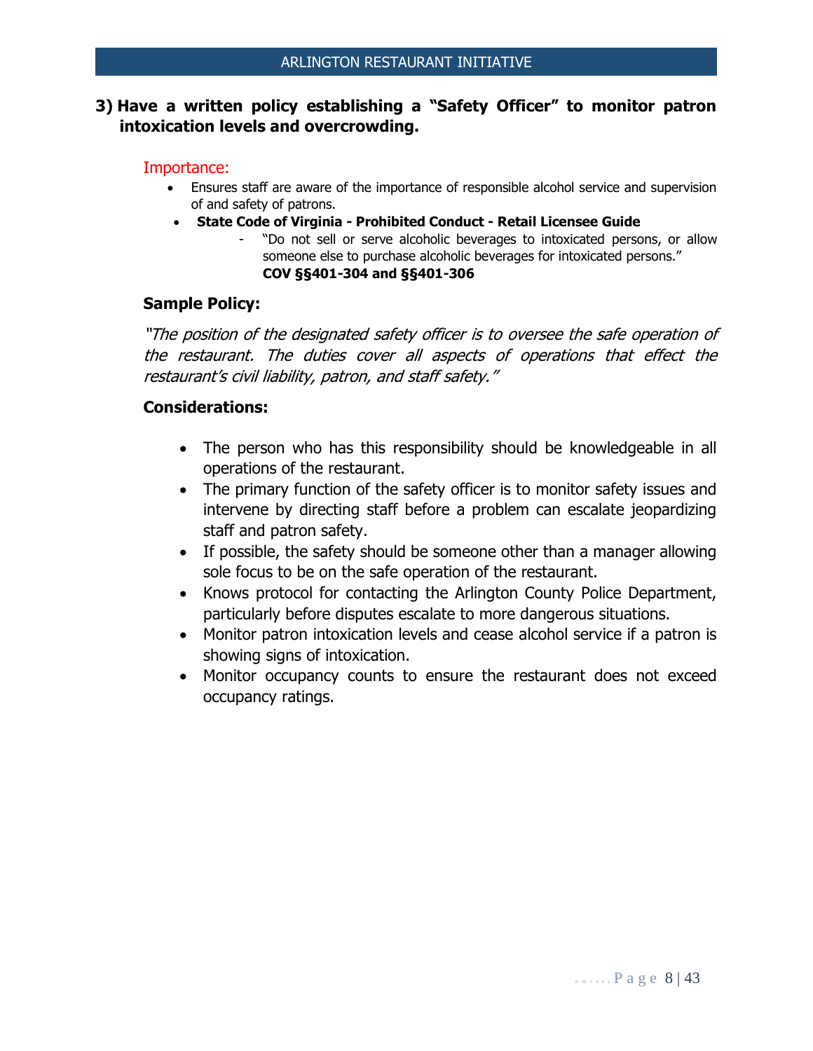## 3) Have a written policy establishing a "Safety Officer" to monitor patron intoxication levels and overcrowding.

### Importance:

- Ensures staff are aware of the importance of responsible alcohol service and supervision of and safety of patrons.
- **State Code of Virginia - Prohibited Conduct - Retail Licensee Guide**
  - "Do not sell or serve alcoholic beverages to intoxicated persons, or allow someone else to purchase alcoholic beverages for intoxicated persons."
    **COV §§401-304 and §§401-306**

### Sample Policy:

*"The position of the designated safety officer is to oversee the safe operation of the restaurant. The duties cover all aspects of operations that effect the restaurant's civil liability, patron, and staff safety."*

### Considerations:

- The person who has this responsibility should be knowledgeable in all operations of the restaurant.
- The primary function of the safety officer is to monitor safety issues and intervene by directing staff before a problem can escalate jeopardizing staff and patron safety.
- If possible, the safety should be someone other than a manager allowing sole focus to be on the safe operation of the restaurant.
- Knows protocol for contacting the Arlington County Police Department, particularly before disputes escalate to more dangerous situations.
- Monitor patron intoxication levels and cease alcohol service if a patron is showing signs of intoxication.
- Monitor occupancy counts to ensure the restaurant does not exceed occupancy ratings.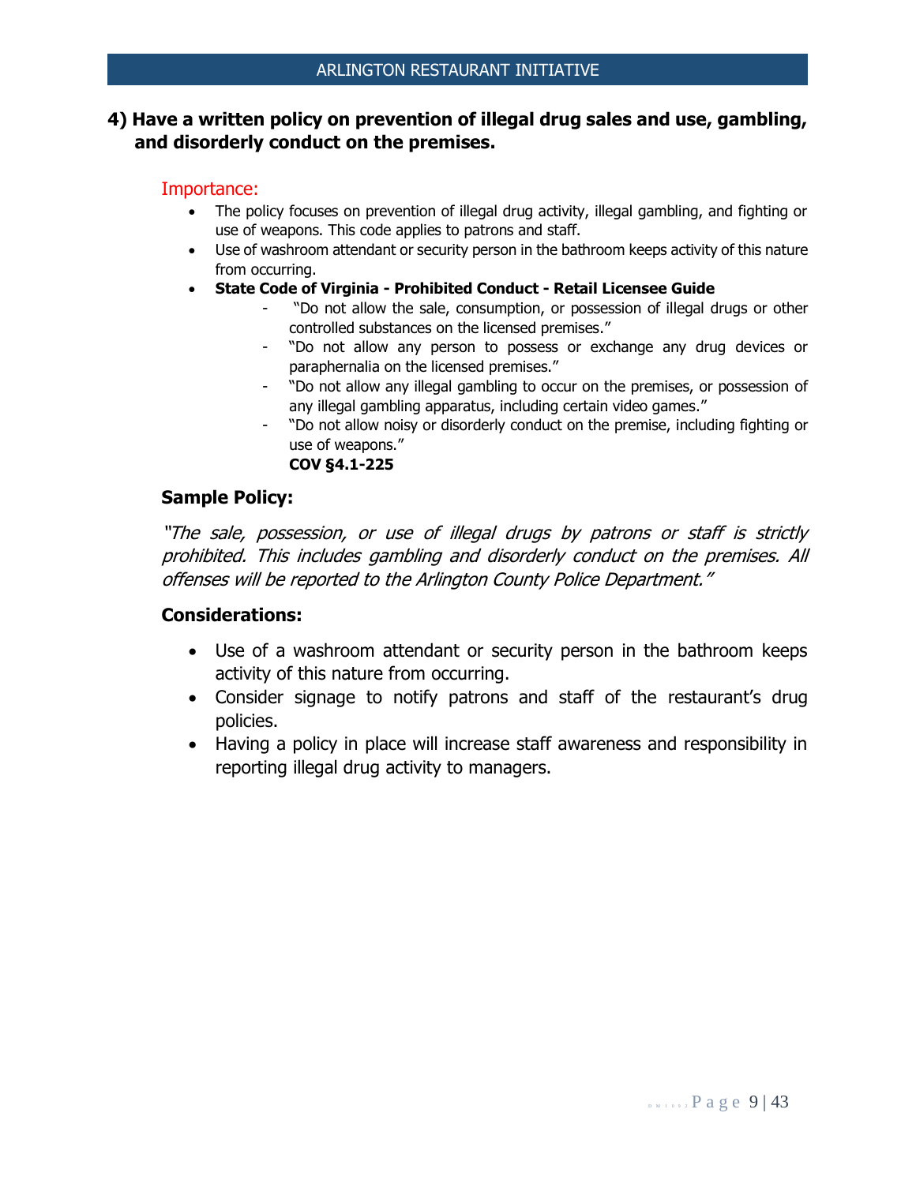## 4) Have a written policy on prevention of illegal drug sales and use, gambling, and disorderly conduct on the premises.

### Importance:

- The policy focuses on prevention of illegal drug activity, illegal gambling, and fighting or use of weapons. This code applies to patrons and staff.
- Use of washroom attendant or security person in the bathroom keeps activity of this nature from occurring.
- **State Code of Virginia - Prohibited Conduct - Retail Licensee Guide**
  - "Do not allow the sale, consumption, or possession of illegal drugs or other controlled substances on the licensed premises."
  - "Do not allow any person to possess or exchange any drug devices or paraphernalia on the licensed premises."
  - "Do not allow any illegal gambling to occur on the premises, or possession of any illegal gambling apparatus, including certain video games."
  - "Do not allow noisy or disorderly conduct on the premise, including fighting or use of weapons."

    **COV §4.1-225**

### Sample Policy:

*"The sale, possession, or use of illegal drugs by patrons or staff is strictly prohibited. This includes gambling and disorderly conduct on the premises. All offenses will be reported to the Arlington County Police Department."*

### Considerations:

- Use of a washroom attendant or security person in the bathroom keeps activity of this nature from occurring.
- Consider signage to notify patrons and staff of the restaurant's drug policies.
- Having a policy in place will increase staff awareness and responsibility in reporting illegal drug activity to managers.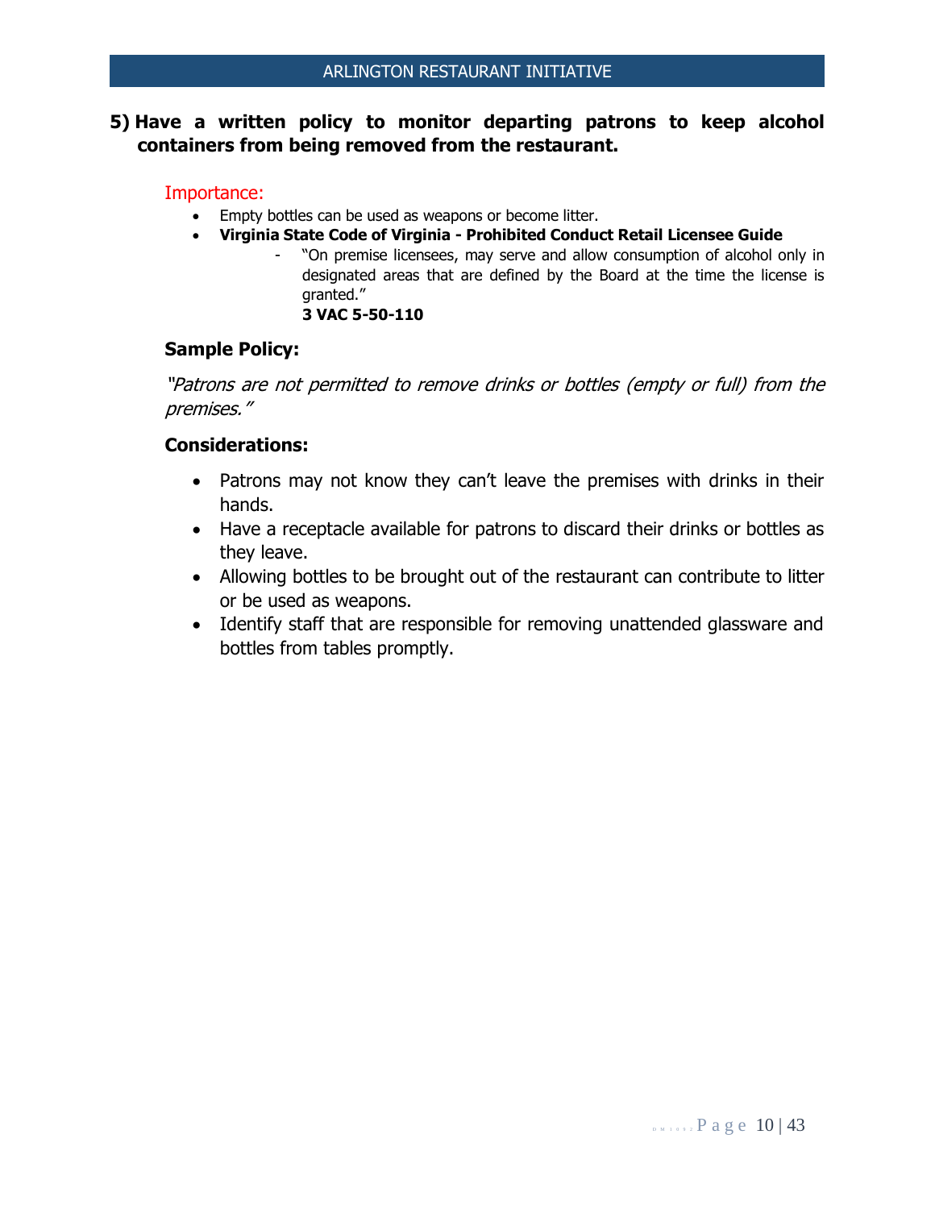## 5) Have a written policy to monitor departing patrons to keep alcohol containers from being removed from the restaurant.

Importance:

- Empty bottles can be used as weapons or become litter.
- **Virginia State Code of Virginia - Prohibited Conduct Retail Licensee Guide**
    - "On premise licensees, may serve and allow consumption of alcohol only in designated areas that are defined by the Board at the time the license is granted."
      **3 VAC 5-50-110**

### Sample Policy:

*"Patrons are not permitted to remove drinks or bottles (empty or full) from the premises."*

### Considerations:

- Patrons may not know they can't leave the premises with drinks in their hands.
- Have a receptacle available for patrons to discard their drinks or bottles as they leave.
- Allowing bottles to be brought out of the restaurant can contribute to litter or be used as weapons.
- Identify staff that are responsible for removing unattended glassware and bottles from tables promptly.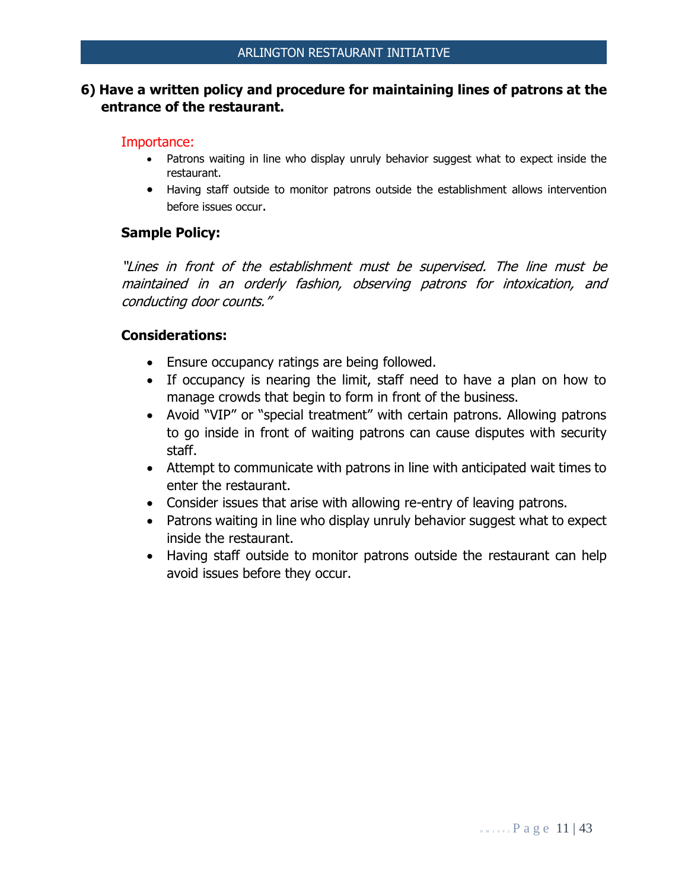## 6) Have a written policy and procedure for maintaining lines of patrons at the entrance of the restaurant.

Importance:

- Patrons waiting in line who display unruly behavior suggest what to expect inside the restaurant.
- Having staff outside to monitor patrons outside the establishment allows intervention before issues occur.

### Sample Policy:

*"Lines in front of the establishment must be supervised. The line must be maintained in an orderly fashion, observing patrons for intoxication, and conducting door counts."*

### Considerations:

- Ensure occupancy ratings are being followed.
- If occupancy is nearing the limit, staff need to have a plan on how to manage crowds that begin to form in front of the business.
- Avoid "VIP" or "special treatment" with certain patrons. Allowing patrons to go inside in front of waiting patrons can cause disputes with security staff.
- Attempt to communicate with patrons in line with anticipated wait times to enter the restaurant.
- Consider issues that arise with allowing re-entry of leaving patrons.
- Patrons waiting in line who display unruly behavior suggest what to expect inside the restaurant.
- Having staff outside to monitor patrons outside the restaurant can help avoid issues before they occur.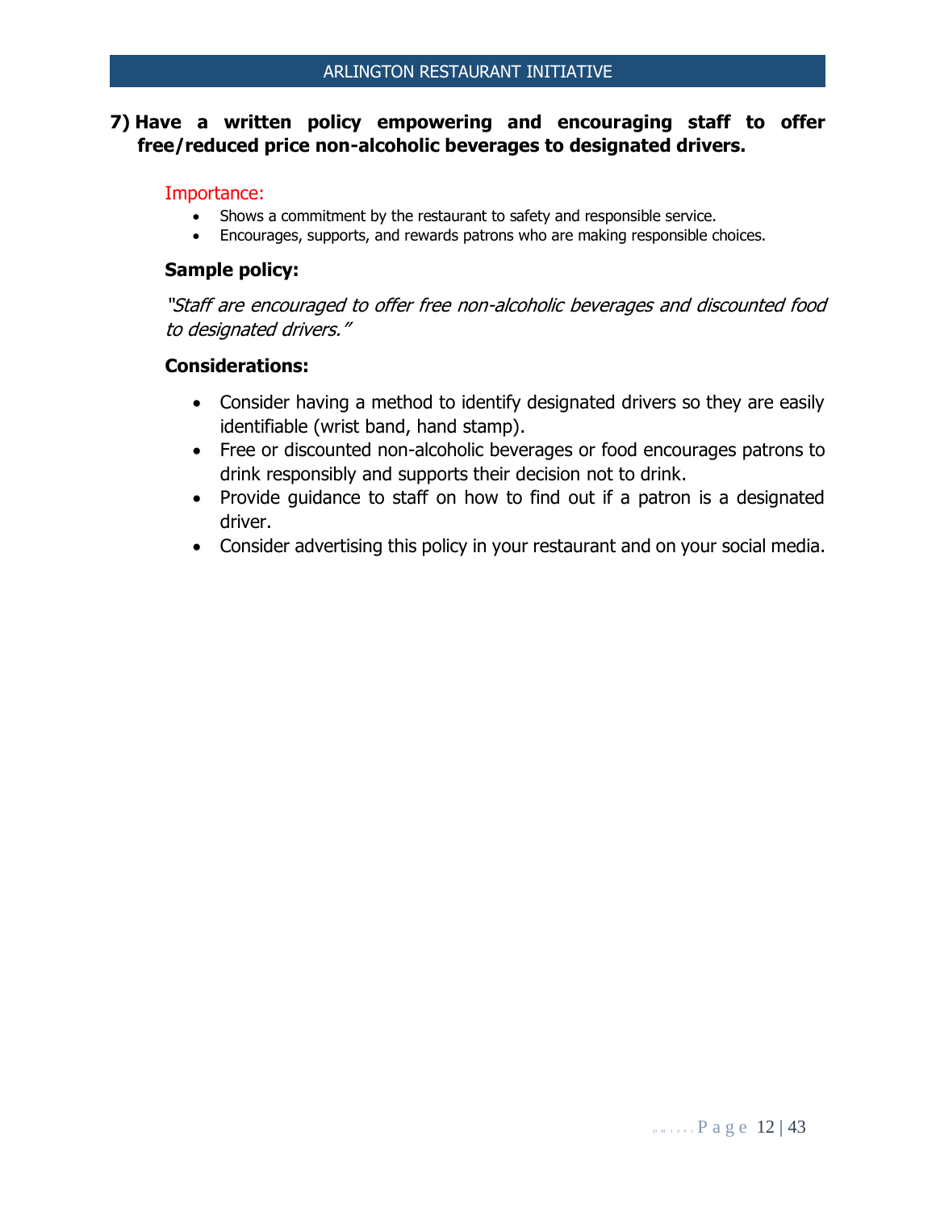## 7) Have a written policy empowering and encouraging staff to offer free/reduced price non-alcoholic beverages to designated drivers.

Importance:

- Shows a commitment by the restaurant to safety and responsible service.
- Encourages, supports, and rewards patrons who are making responsible choices.

### Sample policy:

*"Staff are encouraged to offer free non-alcoholic beverages and discounted food to designated drivers."*

### Considerations:

- Consider having a method to identify designated drivers so they are easily identifiable (wrist band, hand stamp).
- Free or discounted non-alcoholic beverages or food encourages patrons to drink responsibly and supports their decision not to drink.
- Provide guidance to staff on how to find out if a patron is a designated driver.
- Consider advertising this policy in your restaurant and on your social media.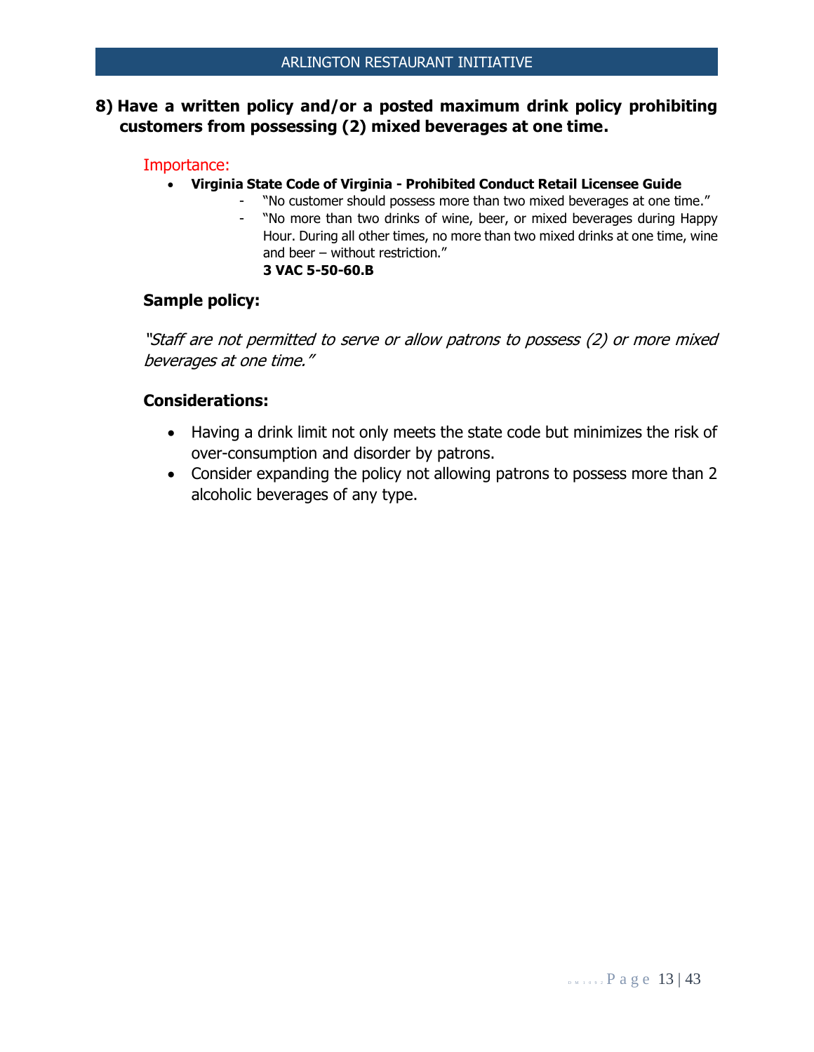## 8) Have a written policy and/or a posted maximum drink policy prohibiting customers from possessing (2) mixed beverages at one time.

Importance:

- **Virginia State Code of Virginia - Prohibited Conduct Retail Licensee Guide**
  - "No customer should possess more than two mixed beverages at one time."
  - "No more than two drinks of wine, beer, or mixed beverages during Happy Hour. During all other times, no more than two mixed drinks at one time, wine and beer – without restriction."
    **3 VAC 5-50-60.B**

### Sample policy:

*"Staff are not permitted to serve or allow patrons to possess (2) or more mixed beverages at one time."*

### Considerations:

- Having a drink limit not only meets the state code but minimizes the risk of over-consumption and disorder by patrons.
- Consider expanding the policy not allowing patrons to possess more than 2 alcoholic beverages of any type.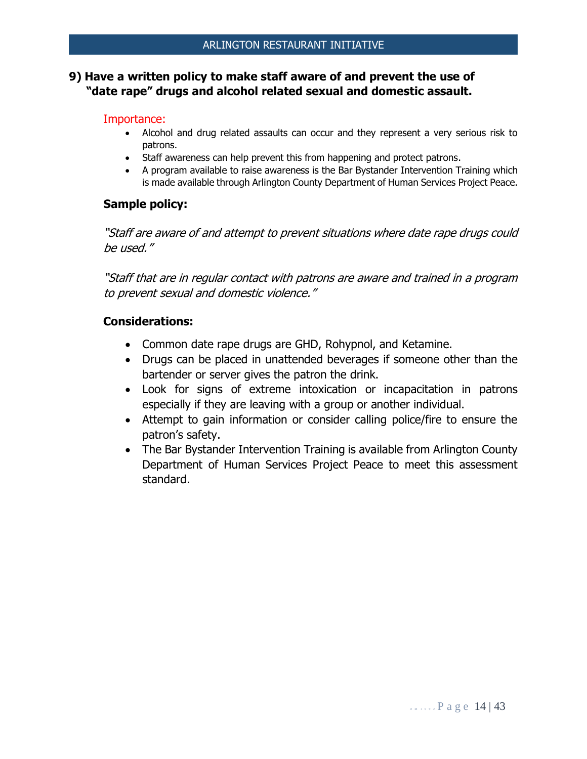## 9) Have a written policy to make staff aware of and prevent the use of "date rape" drugs and alcohol related sexual and domestic assault.

Importance:

- Alcohol and drug related assaults can occur and they represent a very serious risk to patrons.
- Staff awareness can help prevent this from happening and protect patrons.
- A program available to raise awareness is the Bar Bystander Intervention Training which is made available through Arlington County Department of Human Services Project Peace.

### Sample policy:

*"Staff are aware of and attempt to prevent situations where date rape drugs could be used."*

*"Staff that are in regular contact with patrons are aware and trained in a program to prevent sexual and domestic violence."*

### Considerations:

- Common date rape drugs are GHD, Rohypnol, and Ketamine.
- Drugs can be placed in unattended beverages if someone other than the bartender or server gives the patron the drink.
- Look for signs of extreme intoxication or incapacitation in patrons especially if they are leaving with a group or another individual.
- Attempt to gain information or consider calling police/fire to ensure the patron's safety.
- The Bar Bystander Intervention Training is available from Arlington County Department of Human Services Project Peace to meet this assessment standard.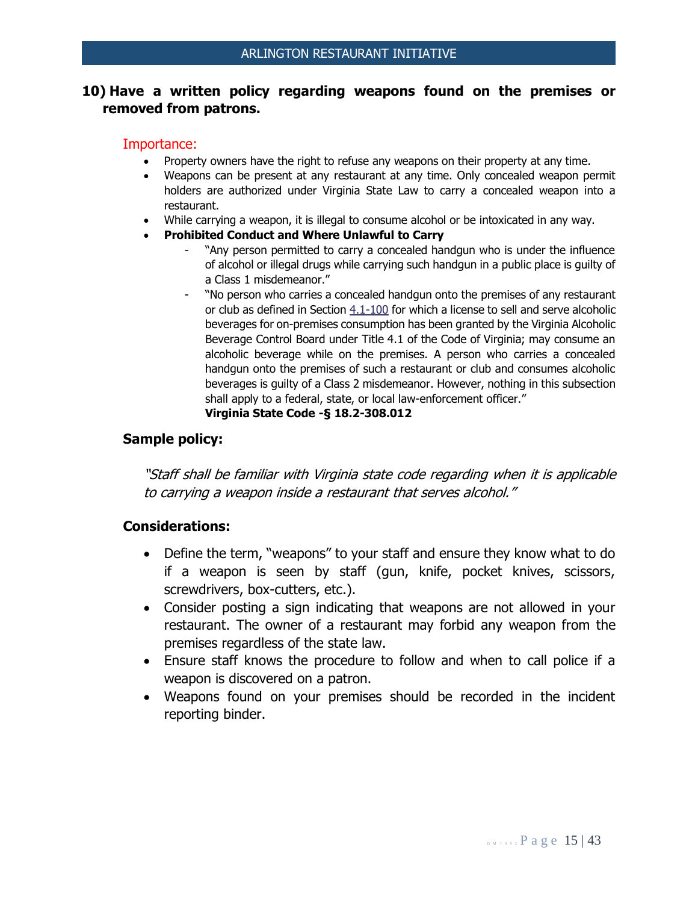## 10) Have a written policy regarding weapons found on the premises or removed from patrons.

### Importance:

- Property owners have the right to refuse any weapons on their property at any time.
- Weapons can be present at any restaurant at any time. Only concealed weapon permit holders are authorized under Virginia State Law to carry a concealed weapon into a restaurant.
- While carrying a weapon, it is illegal to consume alcohol or be intoxicated in any way.
- **Prohibited Conduct and Where Unlawful to Carry**
  - "Any person permitted to carry a concealed handgun who is under the influence of alcohol or illegal drugs while carrying such handgun in a public place is guilty of a Class 1 misdemeanor."
  - "No person who carries a concealed handgun onto the premises of any restaurant or club as defined in Section 4.1-100 for which a license to sell and serve alcoholic beverages for on-premises consumption has been granted by the Virginia Alcoholic Beverage Control Board under Title 4.1 of the Code of Virginia; may consume an alcoholic beverage while on the premises. A person who carries a concealed handgun onto the premises of such a restaurant or club and consumes alcoholic beverages is guilty of a Class 2 misdemeanor. However, nothing in this subsection shall apply to a federal, state, or local law-enforcement officer."
  
    **Virginia State Code -§ 18.2-308.012**

### Sample policy:

*"Staff shall be familiar with Virginia state code regarding when it is applicable to carrying a weapon inside a restaurant that serves alcohol."*

### Considerations:

- Define the term, "weapons" to your staff and ensure they know what to do if a weapon is seen by staff (gun, knife, pocket knives, scissors, screwdrivers, box-cutters, etc.).
- Consider posting a sign indicating that weapons are not allowed in your restaurant. The owner of a restaurant may forbid any weapon from the premises regardless of the state law.
- Ensure staff knows the procedure to follow and when to call police if a weapon is discovered on a patron.
- Weapons found on your premises should be recorded in the incident reporting binder.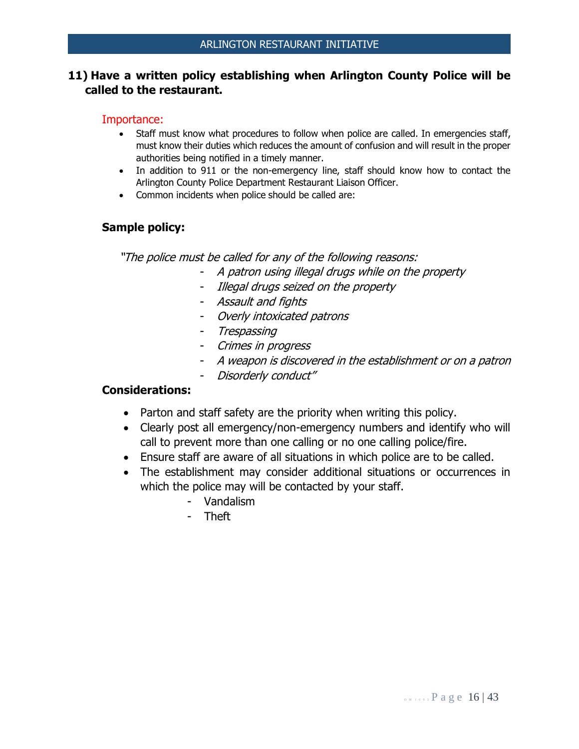## 11) Have a written policy establishing when Arlington County Police will be called to the restaurant.

### Importance:

- Staff must know what procedures to follow when police are called. In emergencies staff, must know their duties which reduces the amount of confusion and will result in the proper authorities being notified in a timely manner.
- In addition to 911 or the non-emergency line, staff should know how to contact the Arlington County Police Department Restaurant Liaison Officer.
- Common incidents when police should be called are:

### Sample policy:

*"The police must be called for any of the following reasons:*

- *A patron using illegal drugs while on the property*
- *Illegal drugs seized on the property*
- *Assault and fights*
- *Overly intoxicated patrons*
- *Trespassing*
- *Crimes in progress*
- *A weapon is discovered in the establishment or on a patron*
- *Disorderly conduct"*

### Considerations:

- Parton and staff safety are the priority when writing this policy.
- Clearly post all emergency/non-emergency numbers and identify who will call to prevent more than one calling or no one calling police/fire.
- Ensure staff are aware of all situations in which police are to be called.
- The establishment may consider additional situations or occurrences in which the police may will be contacted by your staff.
  - Vandalism
  - Theft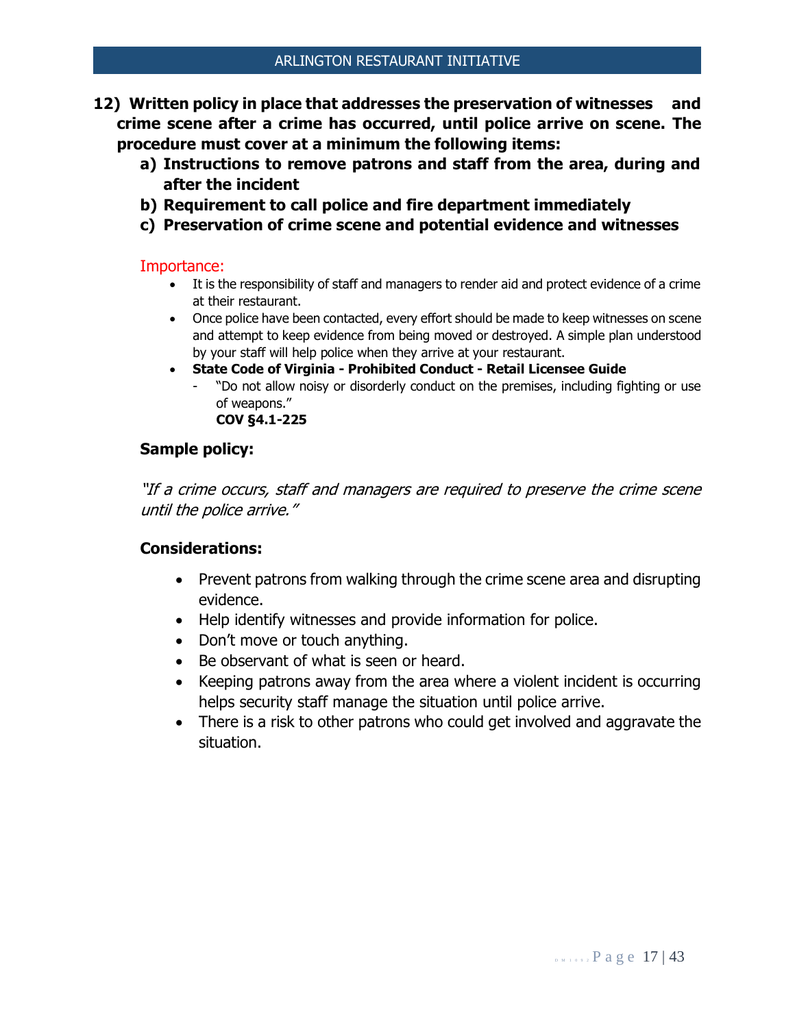**12) Written policy in place that addresses the preservation of witnesses and crime scene after a crime has occurred, until police arrive on scene. The procedure must cover at a minimum the following items:**

**a) Instructions to remove patrons and staff from the area, during and after the incident**

**b) Requirement to call police and fire department immediately**

**c) Preservation of crime scene and potential evidence and witnesses**

Importance:

- It is the responsibility of staff and managers to render aid and protect evidence of a crime at their restaurant.
- Once police have been contacted, every effort should be made to keep witnesses on scene and attempt to keep evidence from being moved or destroyed. A simple plan understood by your staff will help police when they arrive at your restaurant.
- **State Code of Virginia - Prohibited Conduct - Retail Licensee Guide**
  - "Do not allow noisy or disorderly conduct on the premises, including fighting or use of weapons."
    **COV §4.1-225**

### Sample policy:

*"If a crime occurs, staff and managers are required to preserve the crime scene until the police arrive."*

### Considerations:

- Prevent patrons from walking through the crime scene area and disrupting evidence.
- Help identify witnesses and provide information for police.
- Don't move or touch anything.
- Be observant of what is seen or heard.
- Keeping patrons away from the area where a violent incident is occurring helps security staff manage the situation until police arrive.
- There is a risk to other patrons who could get involved and aggravate the situation.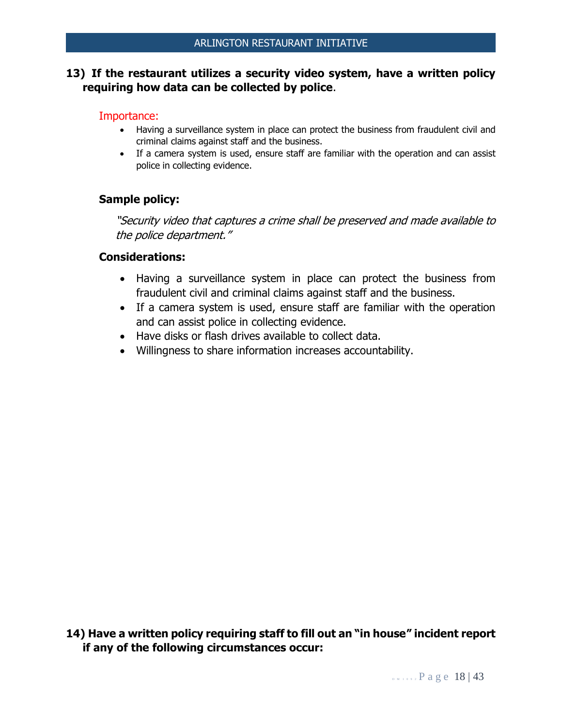**13) If the restaurant utilizes a security video system, have a written policy requiring how data can be collected by police**.

Importance:

- Having a surveillance system in place can protect the business from fraudulent civil and criminal claims against staff and the business.
- If a camera system is used, ensure staff are familiar with the operation and can assist police in collecting evidence.

**Sample policy:**

*"Security video that captures a crime shall be preserved and made available to the police department."*

**Considerations:**

- Having a surveillance system in place can protect the business from fraudulent civil and criminal claims against staff and the business.
- If a camera system is used, ensure staff are familiar with the operation and can assist police in collecting evidence.
- Have disks or flash drives available to collect data.
- Willingness to share information increases accountability.

**14) Have a written policy requiring staff to fill out an "in house" incident report if any of the following circumstances occur:**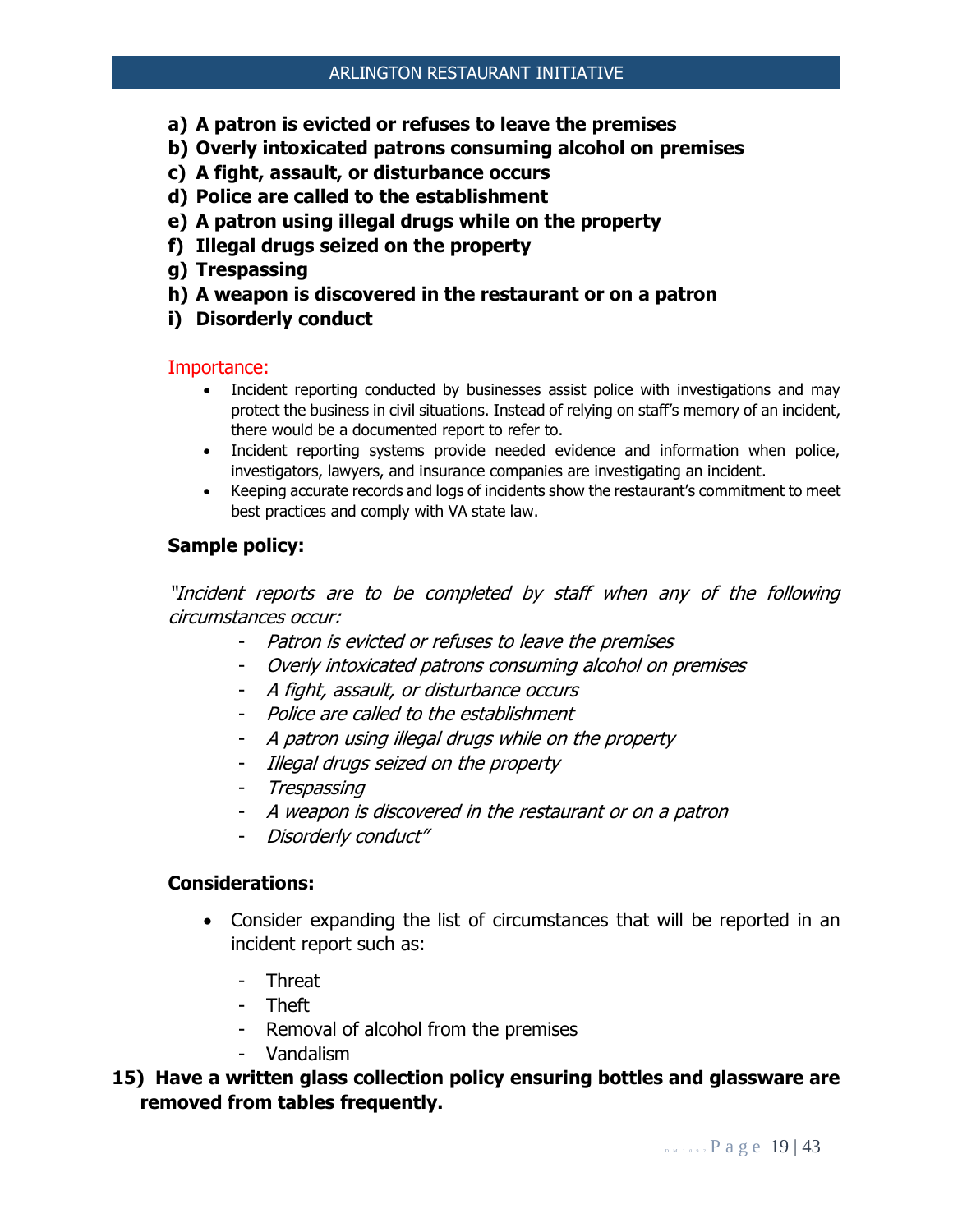**a) A patron is evicted or refuses to leave the premises**
**b) Overly intoxicated patrons consuming alcohol on premises**
**c) A fight, assault, or disturbance occurs**
**d) Police are called to the establishment**
**e) A patron using illegal drugs while on the property**
**f) Illegal drugs seized on the property**
**g) Trespassing**
**h) A weapon is discovered in the restaurant or on a patron**
**i) Disorderly conduct**

Importance:

- Incident reporting conducted by businesses assist police with investigations and may protect the business in civil situations. Instead of relying on staff's memory of an incident, there would be a documented report to refer to.
- Incident reporting systems provide needed evidence and information when police, investigators, lawyers, and insurance companies are investigating an incident.
- Keeping accurate records and logs of incidents show the restaurant's commitment to meet best practices and comply with VA state law.

**Sample policy:**

*"Incident reports are to be completed by staff when any of the following circumstances occur:*

- *Patron is evicted or refuses to leave the premises*
- *Overly intoxicated patrons consuming alcohol on premises*
- *A fight, assault, or disturbance occurs*
- *Police are called to the establishment*
- *A patron using illegal drugs while on the property*
- *Illegal drugs seized on the property*
- *Trespassing*
- *A weapon is discovered in the restaurant or on a patron*
- *Disorderly conduct"*

**Considerations:**

- Consider expanding the list of circumstances that will be reported in an incident report such as:
  - Threat
  - Theft
  - Removal of alcohol from the premises
  - Vandalism

**15) Have a written glass collection policy ensuring bottles and glassware are removed from tables frequently.**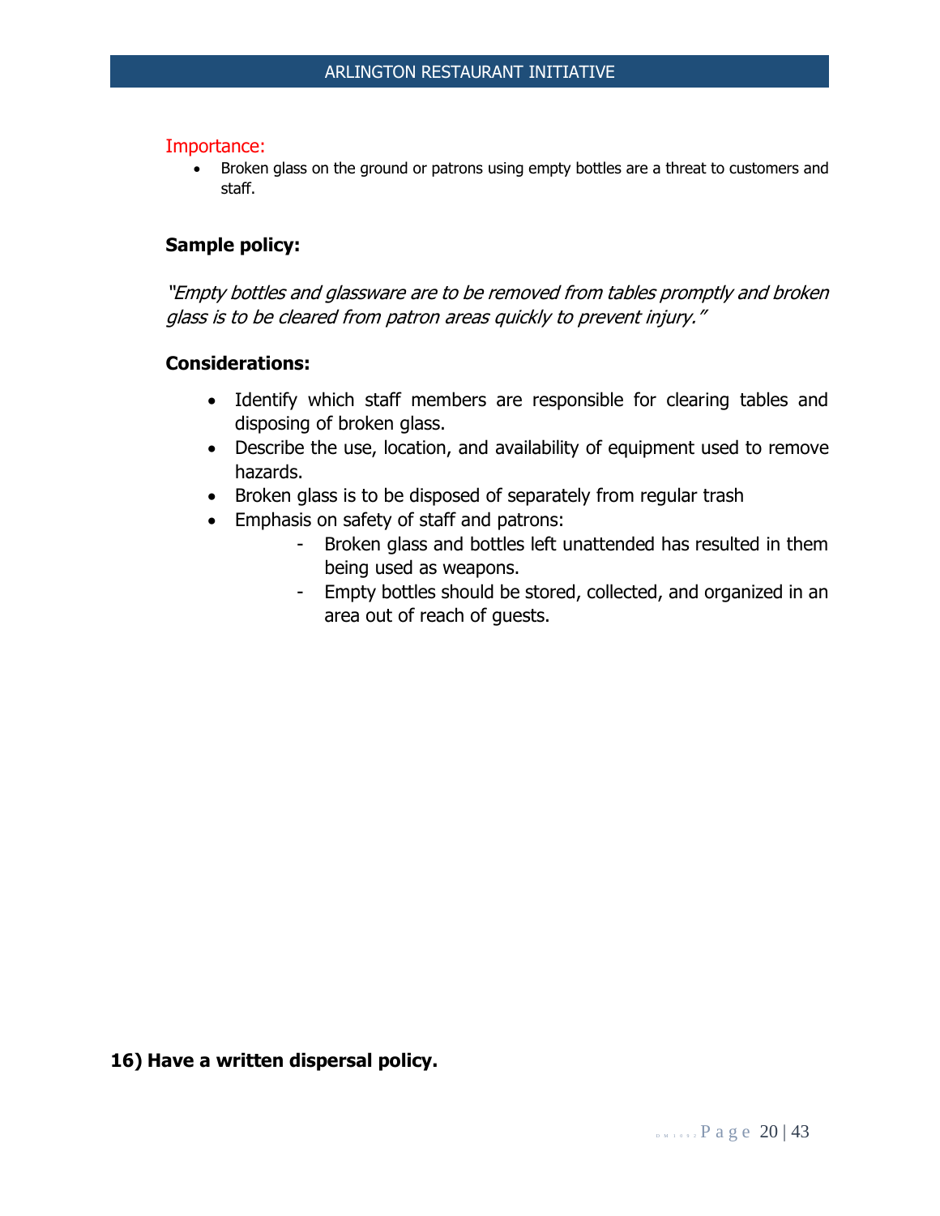Importance:

- Broken glass on the ground or patrons using empty bottles are a threat to customers and staff.

**Sample policy:**

*"Empty bottles and glassware are to be removed from tables promptly and broken glass is to be cleared from patron areas quickly to prevent injury."*

**Considerations:**

- Identify which staff members are responsible for clearing tables and disposing of broken glass.
- Describe the use, location, and availability of equipment used to remove hazards.
- Broken glass is to be disposed of separately from regular trash
- Emphasis on safety of staff and patrons:
  - Broken glass and bottles left unattended has resulted in them being used as weapons.
  - Empty bottles should be stored, collected, and organized in an area out of reach of guests.

**16) Have a written dispersal policy.**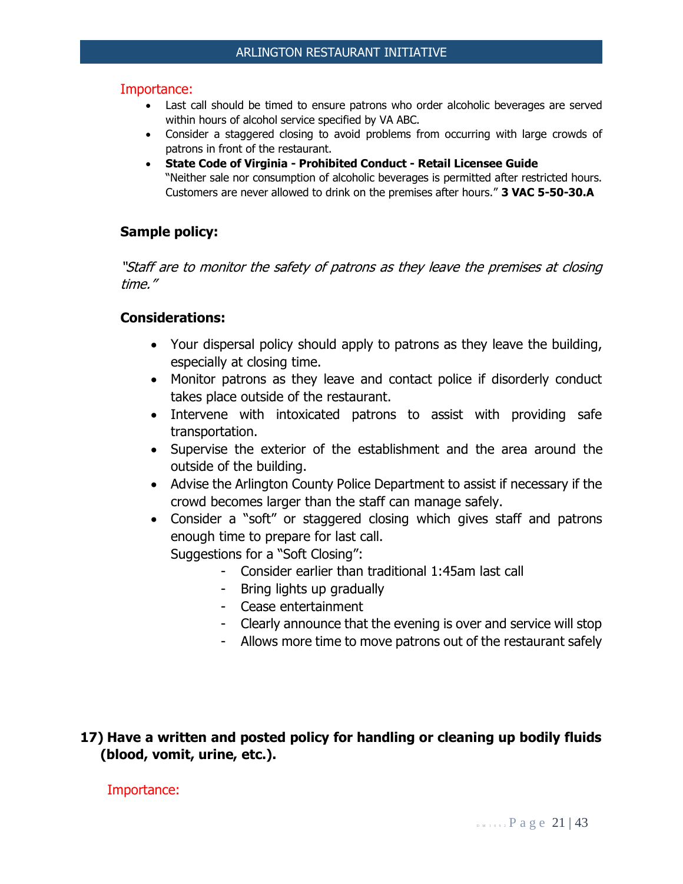Importance:

- Last call should be timed to ensure patrons who order alcoholic beverages are served within hours of alcohol service specified by VA ABC.
- Consider a staggered closing to avoid problems from occurring with large crowds of patrons in front of the restaurant.
- **State Code of Virginia - Prohibited Conduct - Retail Licensee Guide**
  "Neither sale nor consumption of alcoholic beverages is permitted after restricted hours. Customers are never allowed to drink on the premises after hours." **3 VAC 5-50-30.A**

**Sample policy:**

*"Staff are to monitor the safety of patrons as they leave the premises at closing time."*

**Considerations:**

- Your dispersal policy should apply to patrons as they leave the building, especially at closing time.
- Monitor patrons as they leave and contact police if disorderly conduct takes place outside of the restaurant.
- Intervene with intoxicated patrons to assist with providing safe transportation.
- Supervise the exterior of the establishment and the area around the outside of the building.
- Advise the Arlington County Police Department to assist if necessary if the crowd becomes larger than the staff can manage safely.
- Consider a "soft" or staggered closing which gives staff and patrons enough time to prepare for last call.
  Suggestions for a "Soft Closing":
    - Consider earlier than traditional 1:45am last call
    - Bring lights up gradually
    - Cease entertainment
    - Clearly announce that the evening is over and service will stop
    - Allows more time to move patrons out of the restaurant safely

**17) Have a written and posted policy for handling or cleaning up bodily fluids (blood, vomit, urine, etc.).**

Importance: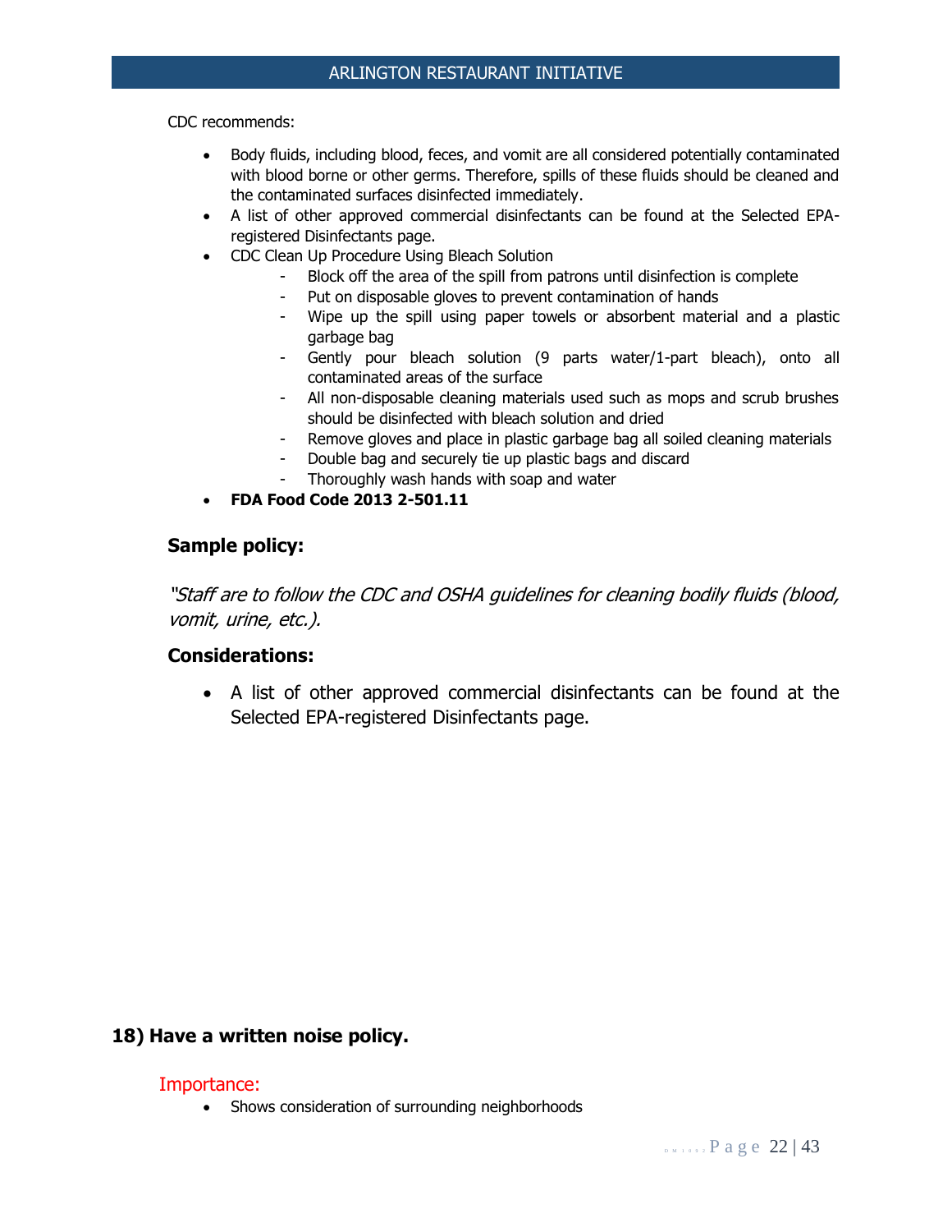CDC recommends:

- Body fluids, including blood, feces, and vomit are all considered potentially contaminated with blood borne or other germs. Therefore, spills of these fluids should be cleaned and the contaminated surfaces disinfected immediately.
- A list of other approved commercial disinfectants can be found at the Selected EPA-registered Disinfectants page.
- CDC Clean Up Procedure Using Bleach Solution
    - Block off the area of the spill from patrons until disinfection is complete
    - Put on disposable gloves to prevent contamination of hands
    - Wipe up the spill using paper towels or absorbent material and a plastic garbage bag
    - Gently pour bleach solution (9 parts water/1-part bleach), onto all contaminated areas of the surface
    - All non-disposable cleaning materials used such as mops and scrub brushes should be disinfected with bleach solution and dried
    - Remove gloves and place in plastic garbage bag all soiled cleaning materials
    - Double bag and securely tie up plastic bags and discard
    - Thoroughly wash hands with soap and water
- **FDA Food Code 2013 2-501.11**

### Sample policy:

*"Staff are to follow the CDC and OSHA guidelines for cleaning bodily fluids (blood, vomit, urine, etc.).*

### Considerations:

- A list of other approved commercial disinfectants can be found at the Selected EPA-registered Disinfectants page.

## 18) Have a written noise policy.

Importance:

- Shows consideration of surrounding neighborhoods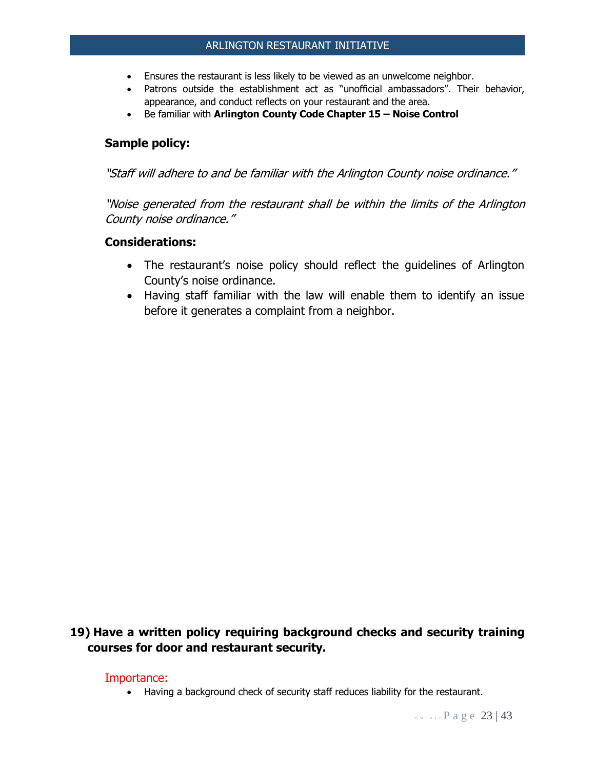- Ensures the restaurant is less likely to be viewed as an unwelcome neighbor.
- Patrons outside the establishment act as "unofficial ambassadors". Their behavior, appearance, and conduct reflects on your restaurant and the area.
- Be familiar with **Arlington County Code Chapter 15 – Noise Control**

### Sample policy:

*"Staff will adhere to and be familiar with the Arlington County noise ordinance."*

*"Noise generated from the restaurant shall be within the limits of the Arlington County noise ordinance."*

### Considerations:

- The restaurant's noise policy should reflect the guidelines of Arlington County's noise ordinance.
- Having staff familiar with the law will enable them to identify an issue before it generates a complaint from a neighbor.

## 19) Have a written policy requiring background checks and security training courses for door and restaurant security.

### Importance:

- Having a background check of security staff reduces liability for the restaurant.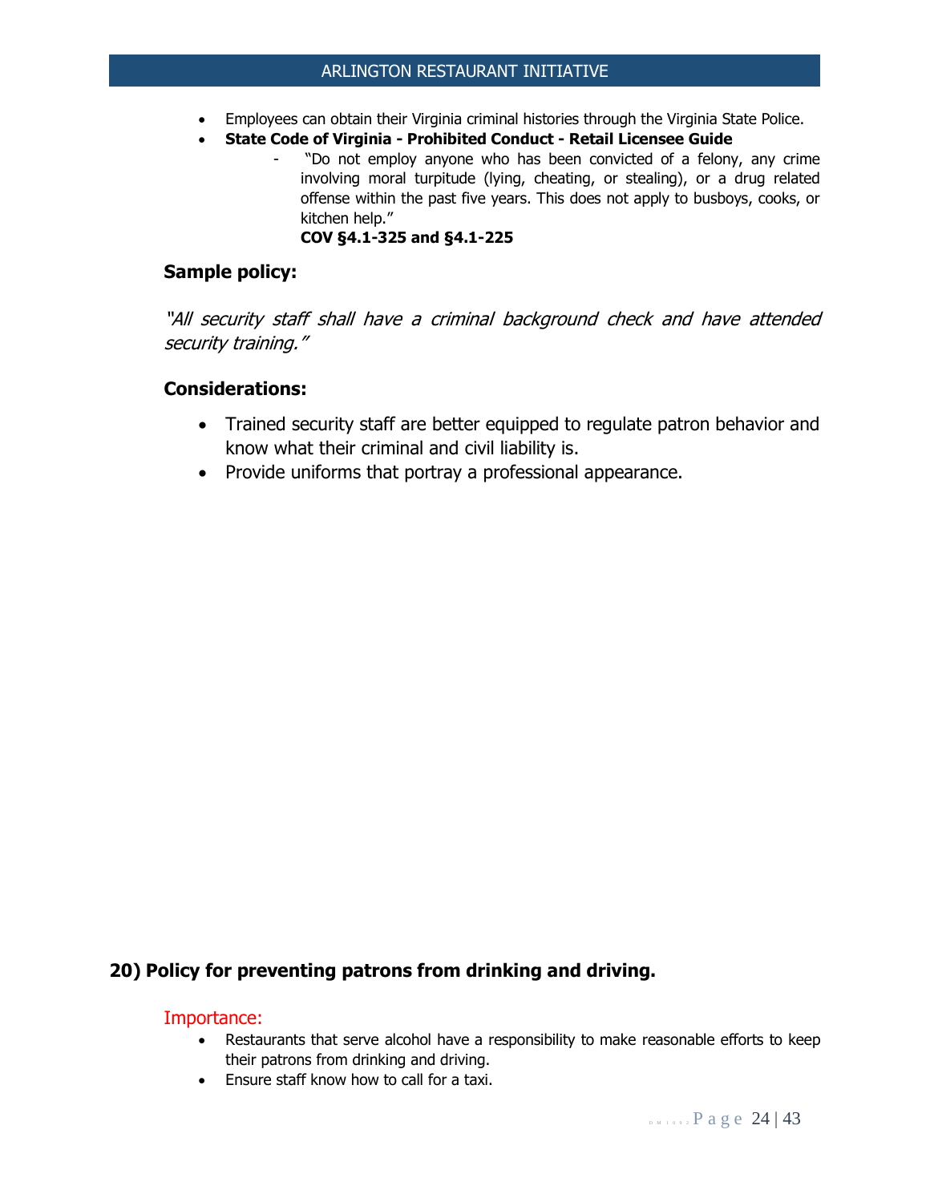- Employees can obtain their Virginia criminal histories through the Virginia State Police.
- **State Code of Virginia - Prohibited Conduct - Retail Licensee Guide**
  - "Do not employ anyone who has been convicted of a felony, any crime involving moral turpitude (lying, cheating, or stealing), or a drug related offense within the past five years. This does not apply to busboys, cooks, or kitchen help."

    **COV §4.1-325 and §4.1-225**

### Sample policy:

*"All security staff shall have a criminal background check and have attended security training."*

### Considerations:

- Trained security staff are better equipped to regulate patron behavior and know what their criminal and civil liability is.
- Provide uniforms that portray a professional appearance.

## 20) Policy for preventing patrons from drinking and driving.

### Importance:

- Restaurants that serve alcohol have a responsibility to make reasonable efforts to keep their patrons from drinking and driving.
- Ensure staff know how to call for a taxi.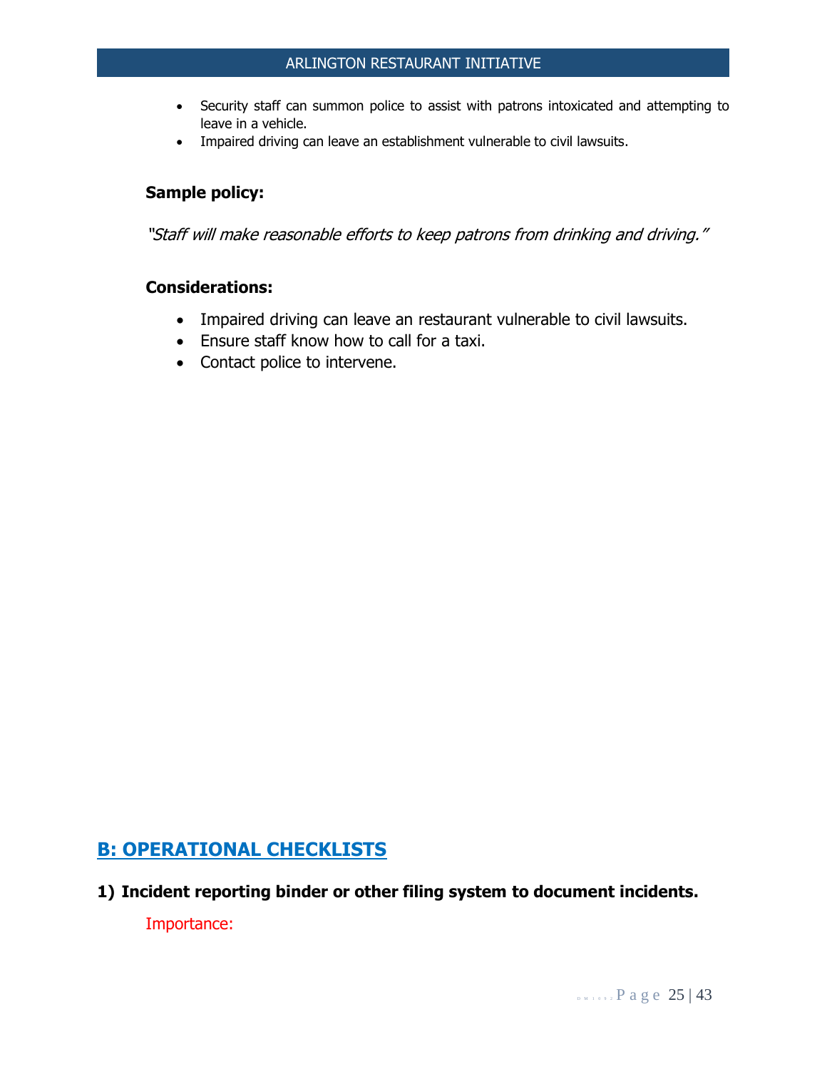- Security staff can summon police to assist with patrons intoxicated and attempting to leave in a vehicle.
- Impaired driving can leave an establishment vulnerable to civil lawsuits.

### Sample policy:

*"Staff will make reasonable efforts to keep patrons from drinking and driving."*

### Considerations:

- Impaired driving can leave an restaurant vulnerable to civil lawsuits.
- Ensure staff know how to call for a taxi.
- Contact police to intervene.

## B: OPERATIONAL CHECKLISTS

### 1) Incident reporting binder or other filing system to document incidents.

Importance: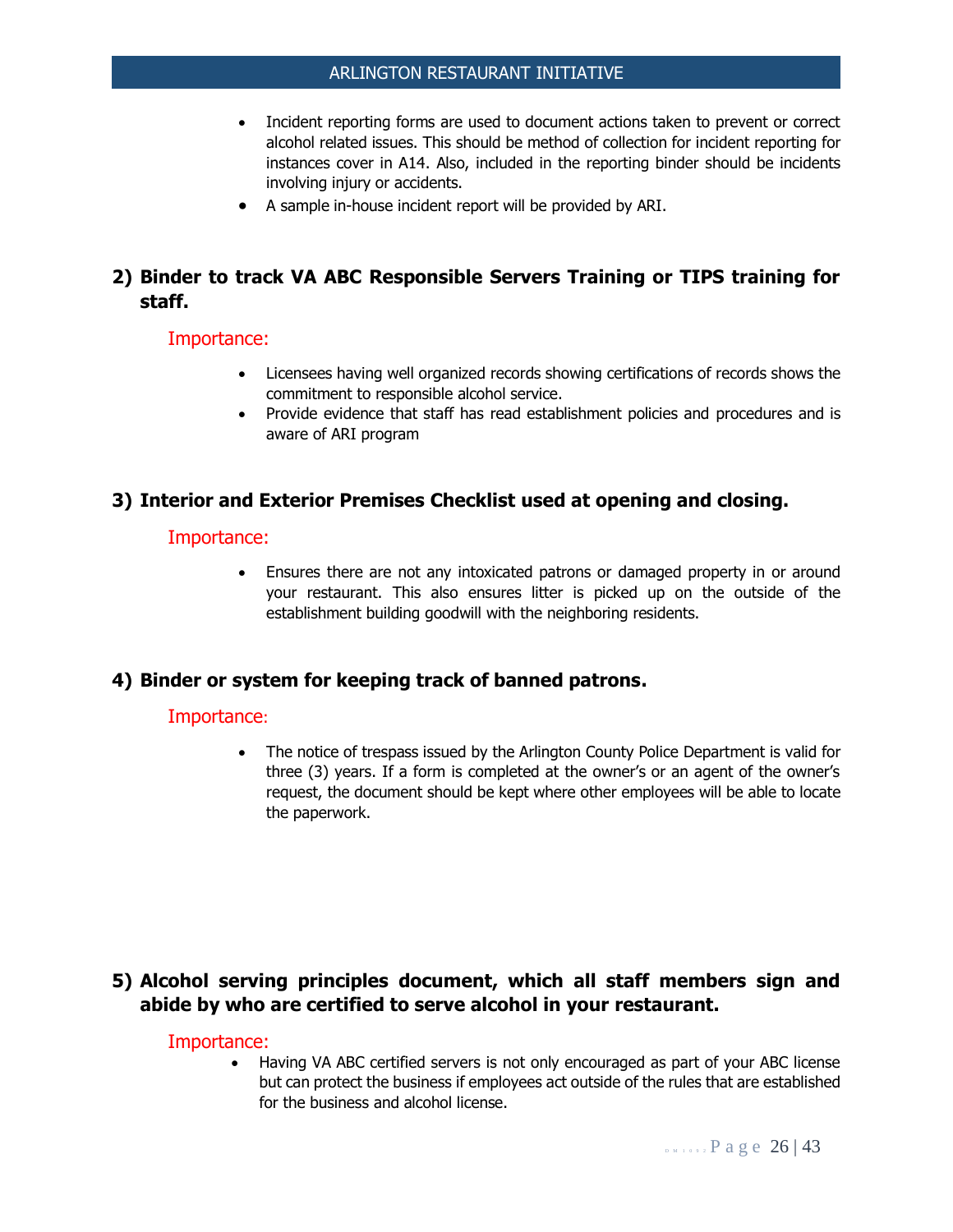- Incident reporting forms are used to document actions taken to prevent or correct alcohol related issues. This should be method of collection for incident reporting for instances cover in A14. Also, included in the reporting binder should be incidents involving injury or accidents.
- A sample in-house incident report will be provided by ARI.

## 2) Binder to track VA ABC Responsible Servers Training or TIPS training for staff.

### Importance:

- Licensees having well organized records showing certifications of records shows the commitment to responsible alcohol service.
- Provide evidence that staff has read establishment policies and procedures and is aware of ARI program

## 3) Interior and Exterior Premises Checklist used at opening and closing.

### Importance:

- Ensures there are not any intoxicated patrons or damaged property in or around your restaurant. This also ensures litter is picked up on the outside of the establishment building goodwill with the neighboring residents.

## 4) Binder or system for keeping track of banned patrons.

### Importance:

- The notice of trespass issued by the Arlington County Police Department is valid for three (3) years. If a form is completed at the owner's or an agent of the owner's request, the document should be kept where other employees will be able to locate the paperwork.

## 5) Alcohol serving principles document, which all staff members sign and abide by who are certified to serve alcohol in your restaurant.

### Importance:

- Having VA ABC certified servers is not only encouraged as part of your ABC license but can protect the business if employees act outside of the rules that are established for the business and alcohol license.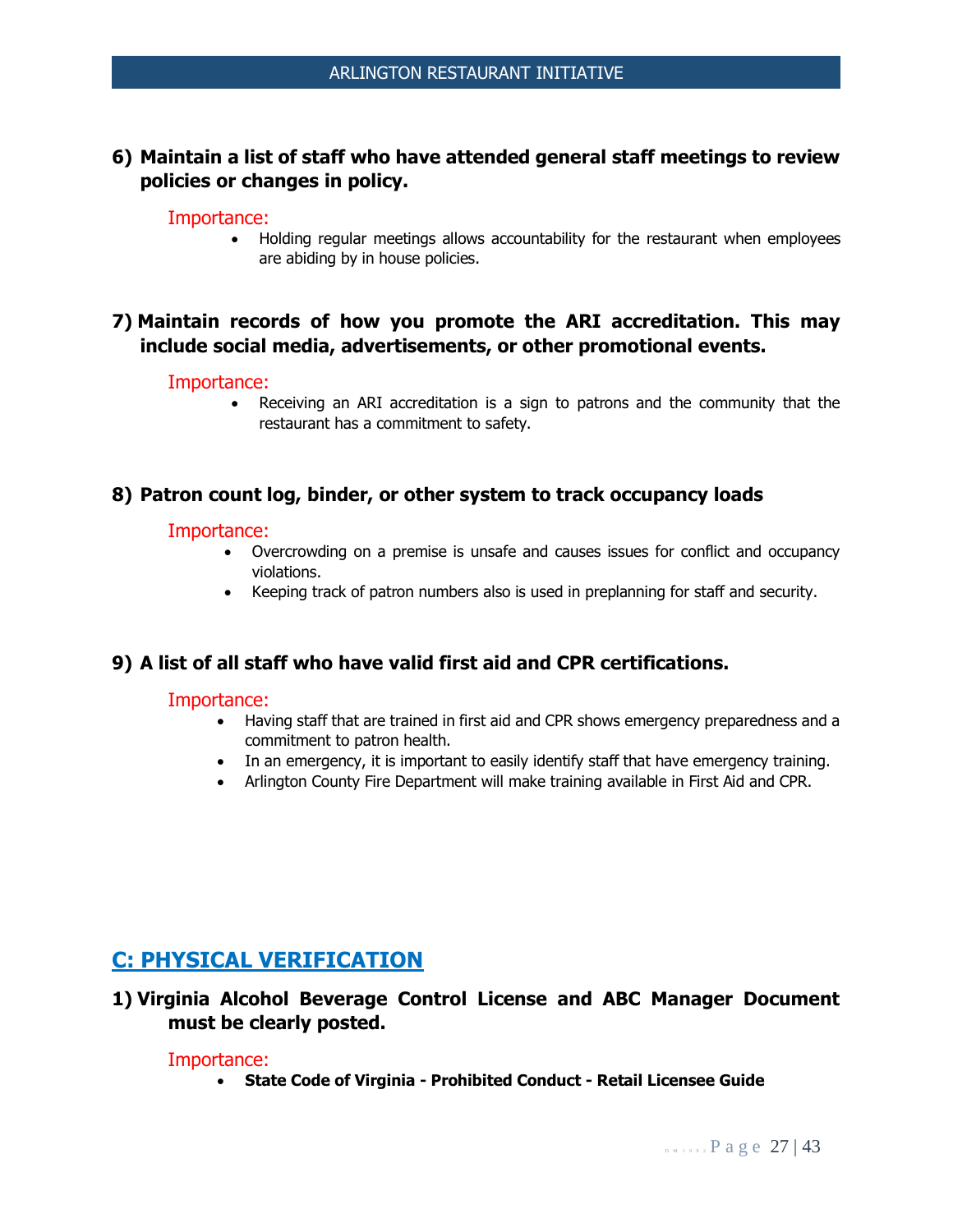**6) Maintain a list of staff who have attended general staff meetings to review policies or changes in policy.**

Importance:

- Holding regular meetings allows accountability for the restaurant when employees are abiding by in house policies.

**7) Maintain records of how you promote the ARI accreditation. This may include social media, advertisements, or other promotional events.**

Importance:

- Receiving an ARI accreditation is a sign to patrons and the community that the restaurant has a commitment to safety.

**8) Patron count log, binder, or other system to track occupancy loads**

Importance:

- Overcrowding on a premise is unsafe and causes issues for conflict and occupancy violations.
- Keeping track of patron numbers also is used in preplanning for staff and security.

**9) A list of all staff who have valid first aid and CPR certifications.**

Importance:

- Having staff that are trained in first aid and CPR shows emergency preparedness and a commitment to patron health.
- In an emergency, it is important to easily identify staff that have emergency training.
- Arlington County Fire Department will make training available in First Aid and CPR.

## C: PHYSICAL VERIFICATION

**1) Virginia Alcohol Beverage Control License and ABC Manager Document must be clearly posted.**

Importance:

- **State Code of Virginia - Prohibited Conduct - Retail Licensee Guide**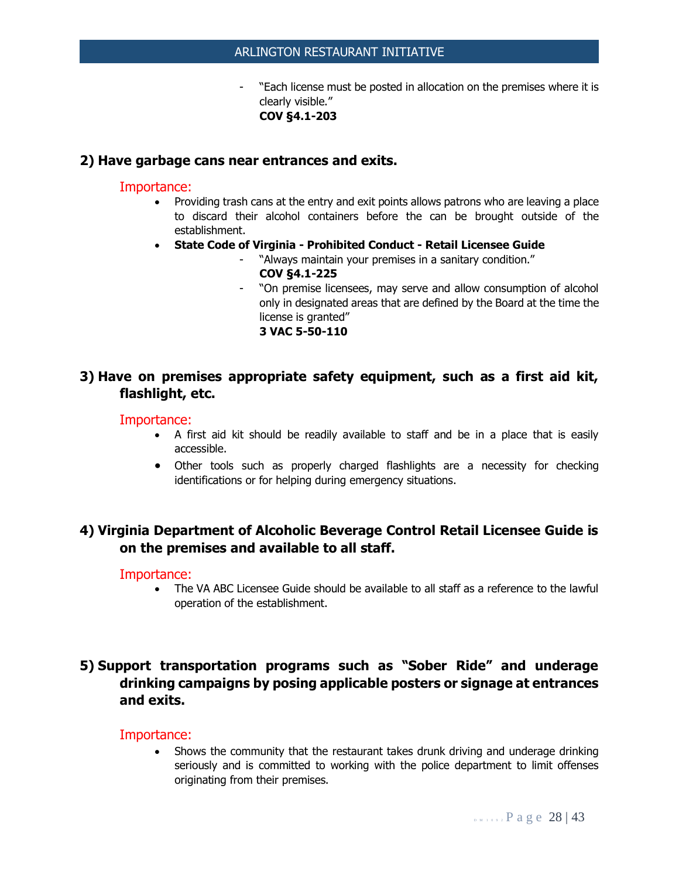- "Each license must be posted in allocation on the premises where it is clearly visible."
  **COV §4.1-203**

## 2) Have garbage cans near entrances and exits.

Importance:

- Providing trash cans at the entry and exit points allows patrons who are leaving a place to discard their alcohol containers before the can be brought outside of the establishment.
- **State Code of Virginia - Prohibited Conduct - Retail Licensee Guide**
  - "Always maintain your premises in a sanitary condition."
    **COV §4.1-225**
  - "On premise licensees, may serve and allow consumption of alcohol only in designated areas that are defined by the Board at the time the license is granted"
    **3 VAC 5-50-110**

## 3) Have on premises appropriate safety equipment, such as a first aid kit, flashlight, etc.

Importance:

- A first aid kit should be readily available to staff and be in a place that is easily accessible.
- Other tools such as properly charged flashlights are a necessity for checking identifications or for helping during emergency situations.

## 4) Virginia Department of Alcoholic Beverage Control Retail Licensee Guide is on the premises and available to all staff.

Importance:

- The VA ABC Licensee Guide should be available to all staff as a reference to the lawful operation of the establishment.

## 5) Support transportation programs such as "Sober Ride" and underage drinking campaigns by posing applicable posters or signage at entrances and exits.

Importance:

- Shows the community that the restaurant takes drunk driving and underage drinking seriously and is committed to working with the police department to limit offenses originating from their premises.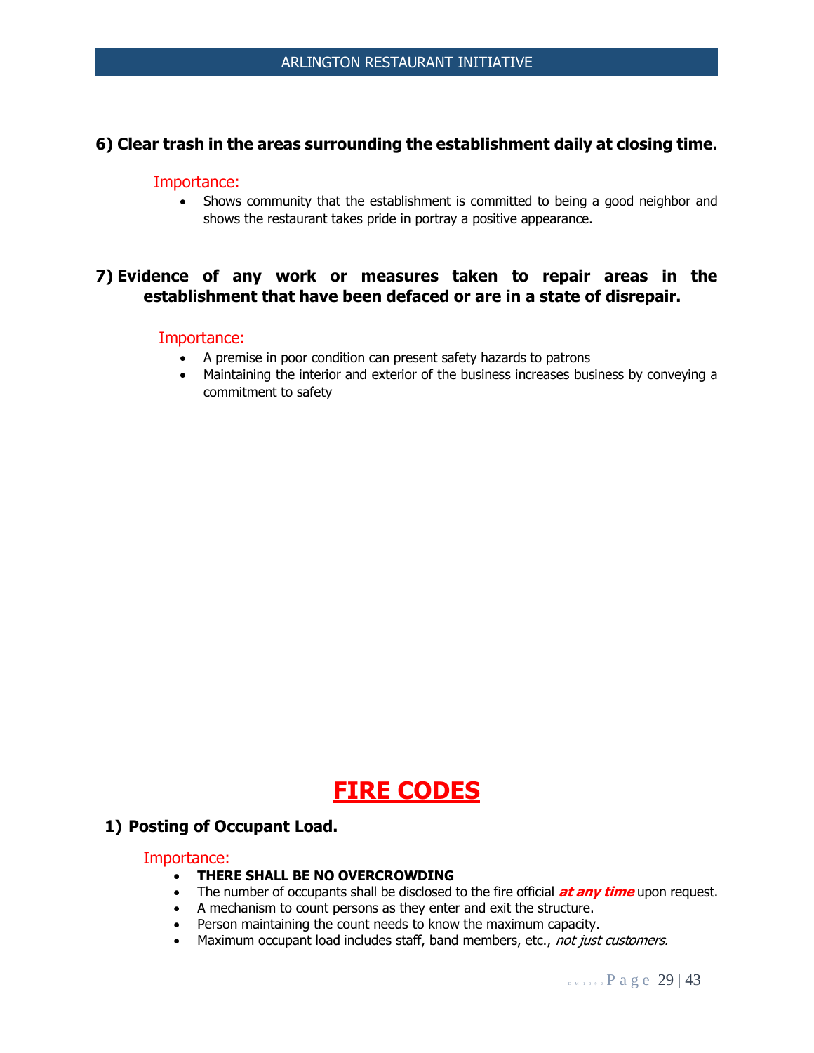**6) Clear trash in the areas surrounding the establishment daily at closing time.**

Importance:

- Shows community that the establishment is committed to being a good neighbor and shows the restaurant takes pride in portray a positive appearance.

**7) Evidence of any work or measures taken to repair areas in the establishment that have been defaced or are in a state of disrepair.**

Importance:

- A premise in poor condition can present safety hazards to patrons
- Maintaining the interior and exterior of the business increases business by conveying a commitment to safety

# FIRE CODES

**1) Posting of Occupant Load.**

Importance:

- **THERE SHALL BE NO OVERCROWDING**
- The number of occupants shall be disclosed to the fire official ***at any time*** upon request.
- A mechanism to count persons as they enter and exit the structure.
- Person maintaining the count needs to know the maximum capacity.
- Maximum occupant load includes staff, band members, etc., *not just customers.*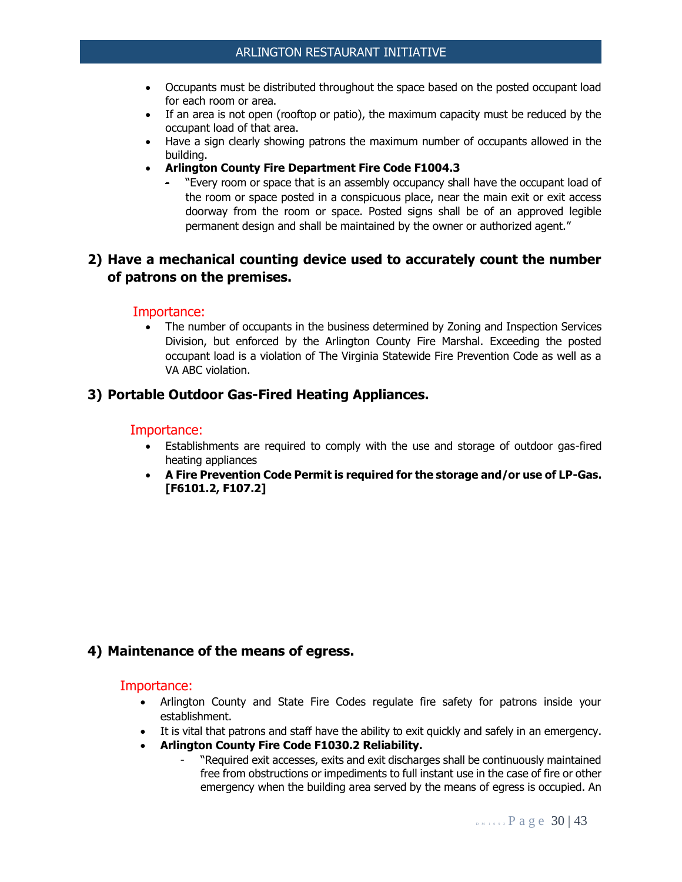- Occupants must be distributed throughout the space based on the posted occupant load for each room or area.
- If an area is not open (rooftop or patio), the maximum capacity must be reduced by the occupant load of that area.
- Have a sign clearly showing patrons the maximum number of occupants allowed in the building.
- **Arlington County Fire Department Fire Code F1004.3**
  - "Every room or space that is an assembly occupancy shall have the occupant load of the room or space posted in a conspicuous place, near the main exit or exit access doorway from the room or space. Posted signs shall be of an approved legible permanent design and shall be maintained by the owner or authorized agent."

## 2) Have a mechanical counting device used to accurately count the number of patrons on the premises.

### Importance:

- The number of occupants in the business determined by Zoning and Inspection Services Division, but enforced by the Arlington County Fire Marshal. Exceeding the posted occupant load is a violation of The Virginia Statewide Fire Prevention Code as well as a VA ABC violation.

## 3) Portable Outdoor Gas-Fired Heating Appliances.

### Importance:

- Establishments are required to comply with the use and storage of outdoor gas-fired heating appliances
- **A Fire Prevention Code Permit is required for the storage and/or use of LP-Gas. [F6101.2, F107.2]**

## 4) Maintenance of the means of egress.

### Importance:

- Arlington County and State Fire Codes regulate fire safety for patrons inside your establishment.
- It is vital that patrons and staff have the ability to exit quickly and safely in an emergency.
- **Arlington County Fire Code F1030.2 Reliability.**
  - "Required exit accesses, exits and exit discharges shall be continuously maintained free from obstructions or impediments to full instant use in the case of fire or other emergency when the building area served by the means of egress is occupied. An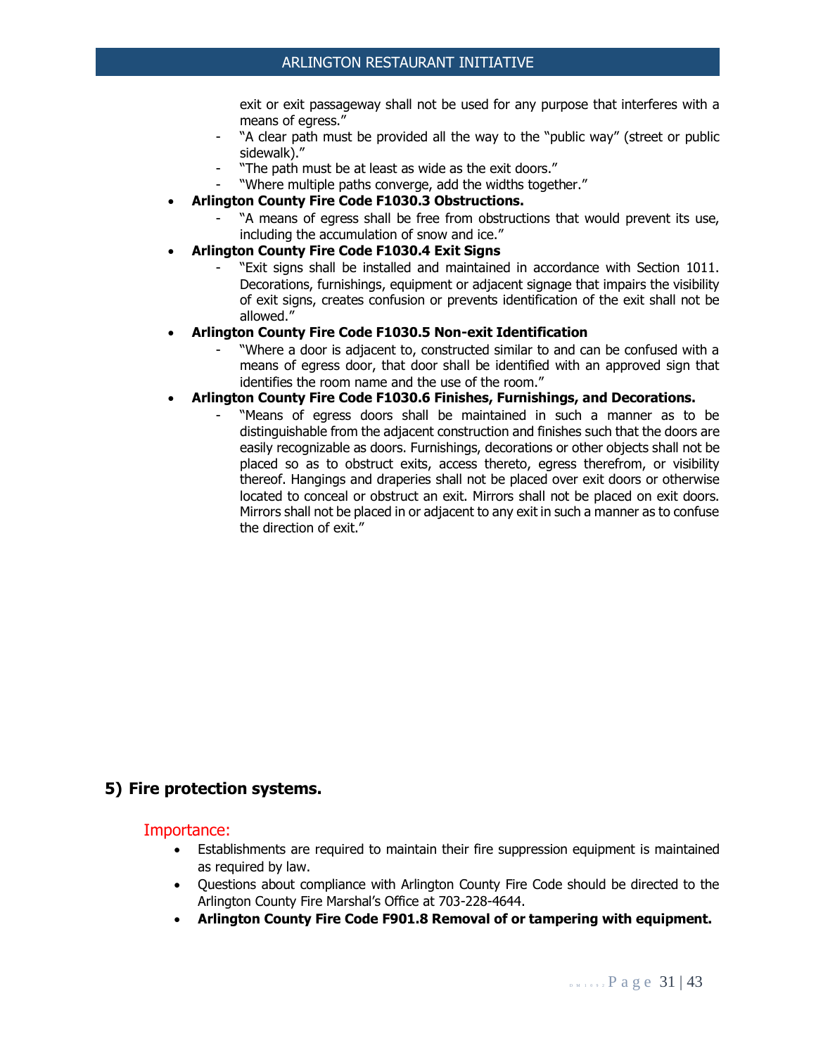exit or exit passageway shall not be used for any purpose that interferes with a means of egress."
  - "A clear path must be provided all the way to the "public way" (street or public sidewalk)."
  - "The path must be at least as wide as the exit doors."
  - "Where multiple paths converge, add the widths together."
- **Arlington County Fire Code F1030.3 Obstructions.**
  - "A means of egress shall be free from obstructions that would prevent its use, including the accumulation of snow and ice."
- **Arlington County Fire Code F1030.4 Exit Signs**
  - "Exit signs shall be installed and maintained in accordance with Section 1011. Decorations, furnishings, equipment or adjacent signage that impairs the visibility of exit signs, creates confusion or prevents identification of the exit shall not be allowed."
- **Arlington County Fire Code F1030.5 Non-exit Identification**
  - "Where a door is adjacent to, constructed similar to and can be confused with a means of egress door, that door shall be identified with an approved sign that identifies the room name and the use of the room."
- **Arlington County Fire Code F1030.6 Finishes, Furnishings, and Decorations.**
  - "Means of egress doors shall be maintained in such a manner as to be distinguishable from the adjacent construction and finishes such that the doors are easily recognizable as doors. Furnishings, decorations or other objects shall not be placed so as to obstruct exits, access thereto, egress therefrom, or visibility thereof. Hangings and draperies shall not be placed over exit doors or otherwise located to conceal or obstruct an exit. Mirrors shall not be placed on exit doors. Mirrors shall not be placed in or adjacent to any exit in such a manner as to confuse the direction of exit."

## 5) Fire protection systems.

### Importance:

- Establishments are required to maintain their fire suppression equipment is maintained as required by law.
- Questions about compliance with Arlington County Fire Code should be directed to the Arlington County Fire Marshal's Office at 703-228-4644.
- **Arlington County Fire Code F901.8 Removal of or tampering with equipment.**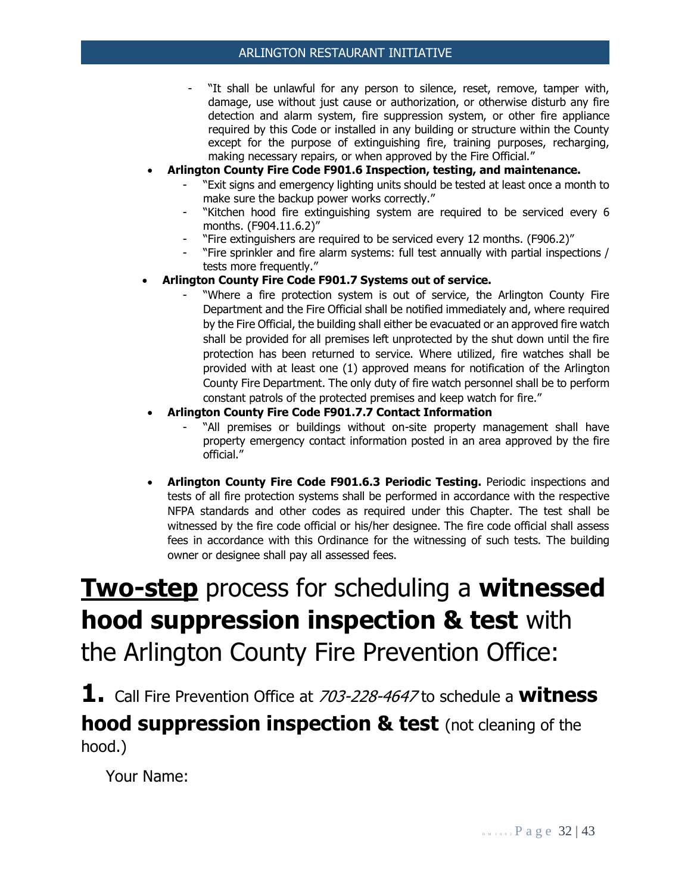- "It shall be unlawful for any person to silence, reset, remove, tamper with, damage, use without just cause or authorization, or otherwise disturb any fire detection and alarm system, fire suppression system, or other fire appliance required by this Code or installed in any building or structure within the County except for the purpose of extinguishing fire, training purposes, recharging, making necessary repairs, or when approved by the Fire Official."

- **Arlington County Fire Code F901.6 Inspection, testing, and maintenance.**
  - "Exit signs and emergency lighting units should be tested at least once a month to make sure the backup power works correctly."
  - "Kitchen hood fire extinguishing system are required to be serviced every 6 months. (F904.11.6.2)"
  - "Fire extinguishers are required to be serviced every 12 months. (F906.2)"
  - "Fire sprinkler and fire alarm systems: full test annually with partial inspections / tests more frequently."
- **Arlington County Fire Code F901.7 Systems out of service.**
  - "Where a fire protection system is out of service, the Arlington County Fire Department and the Fire Official shall be notified immediately and, where required by the Fire Official, the building shall either be evacuated or an approved fire watch shall be provided for all premises left unprotected by the shut down until the fire protection has been returned to service. Where utilized, fire watches shall be provided with at least one (1) approved means for notification of the Arlington County Fire Department. The only duty of fire watch personnel shall be to perform constant patrols of the protected premises and keep watch for fire."
- **Arlington County Fire Code F901.7.7 Contact Information**
  - "All premises or buildings without on-site property management shall have property emergency contact information posted in an area approved by the fire official."
- **Arlington County Fire Code F901.6.3 Periodic Testing.** Periodic inspections and tests of all fire protection systems shall be performed in accordance with the respective NFPA standards and other codes as required under this Chapter. The test shall be witnessed by the fire code official or his/her designee. The fire code official shall assess fees in accordance with this Ordinance for the witnessing of such tests. The building owner or designee shall pay all assessed fees.

# **Two-step** process for scheduling a **witnessed hood suppression inspection & test** with the Arlington County Fire Prevention Office:

## **1.** Call Fire Prevention Office at *703-228-4647* to schedule a **witness hood suppression inspection & test** (not cleaning of the hood.)

Your Name: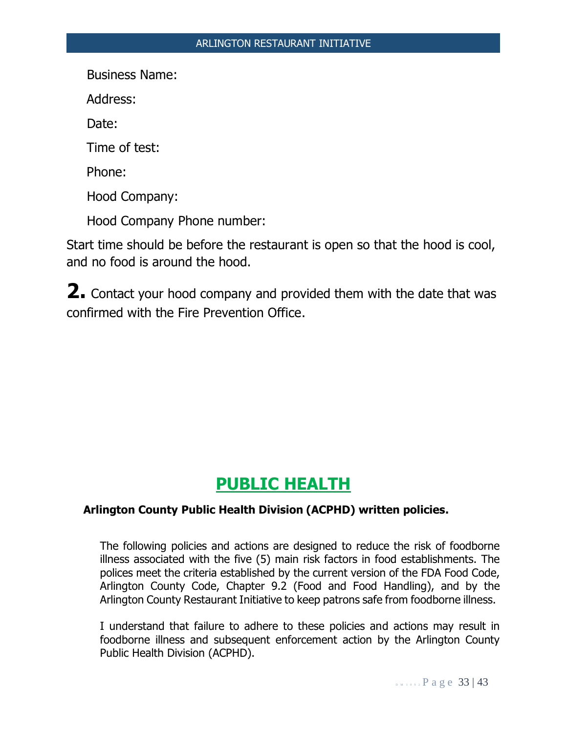Business Name:

Address:

Date:

Time of test:

Phone:

Hood Company:

Hood Company Phone number:

Start time should be before the restaurant is open so that the hood is cool, and no food is around the hood.

**2.** Contact your hood company and provided them with the date that was confirmed with the Fire Prevention Office.

# PUBLIC HEALTH

**Arlington County Public Health Division (ACPHD) written policies.**

The following policies and actions are designed to reduce the risk of foodborne illness associated with the five (5) main risk factors in food establishments. The polices meet the criteria established by the current version of the FDA Food Code, Arlington County Code, Chapter 9.2 (Food and Food Handling), and by the Arlington County Restaurant Initiative to keep patrons safe from foodborne illness.

I understand that failure to adhere to these policies and actions may result in foodborne illness and subsequent enforcement action by the Arlington County Public Health Division (ACPHD).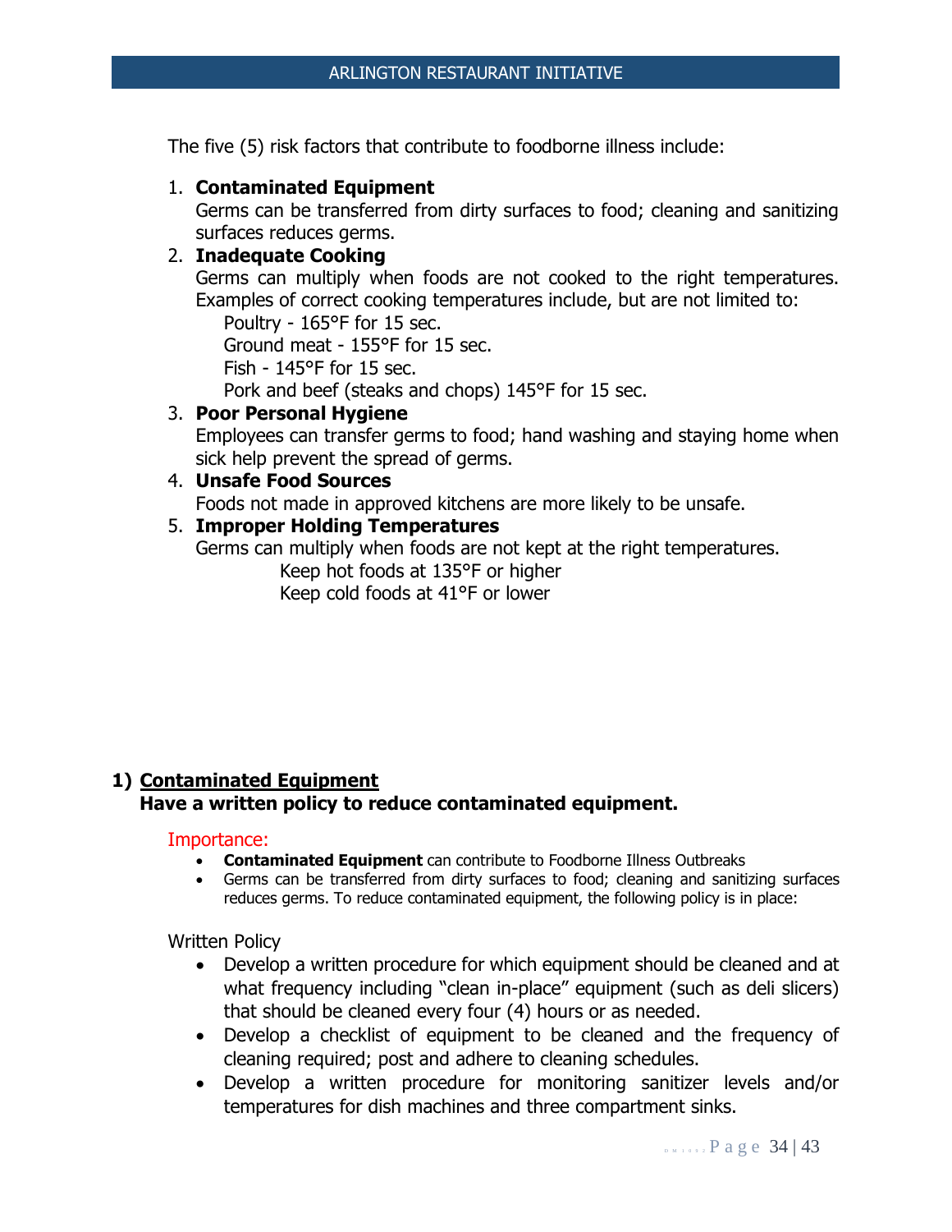The five (5) risk factors that contribute to foodborne illness include:

1. **Contaminated Equipment**
   Germs can be transferred from dirty surfaces to food; cleaning and sanitizing surfaces reduces germs.
2. **Inadequate Cooking**
   Germs can multiply when foods are not cooked to the right temperatures. Examples of correct cooking temperatures include, but are not limited to:
   Poultry - 165°F for 15 sec.
   Ground meat - 155°F for 15 sec.
   Fish - 145°F for 15 sec.
   Pork and beef (steaks and chops) 145°F for 15 sec.
3. **Poor Personal Hygiene**
   Employees can transfer germs to food; hand washing and staying home when sick help prevent the spread of germs.
4. **Unsafe Food Sources**
   Foods not made in approved kitchens are more likely to be unsafe.
5. **Improper Holding Temperatures**
   Germs can multiply when foods are not kept at the right temperatures.
   Keep hot foods at 135°F or higher
   Keep cold foods at 41°F or lower

## 1) Contaminated Equipment

**Have a written policy to reduce contaminated equipment.**

Importance:

- **Contaminated Equipment** can contribute to Foodborne Illness Outbreaks
- Germs can be transferred from dirty surfaces to food; cleaning and sanitizing surfaces reduces germs. To reduce contaminated equipment, the following policy is in place:

Written Policy

- Develop a written procedure for which equipment should be cleaned and at what frequency including "clean in-place" equipment (such as deli slicers) that should be cleaned every four (4) hours or as needed.
- Develop a checklist of equipment to be cleaned and the frequency of cleaning required; post and adhere to cleaning schedules.
- Develop a written procedure for monitoring sanitizer levels and/or temperatures for dish machines and three compartment sinks.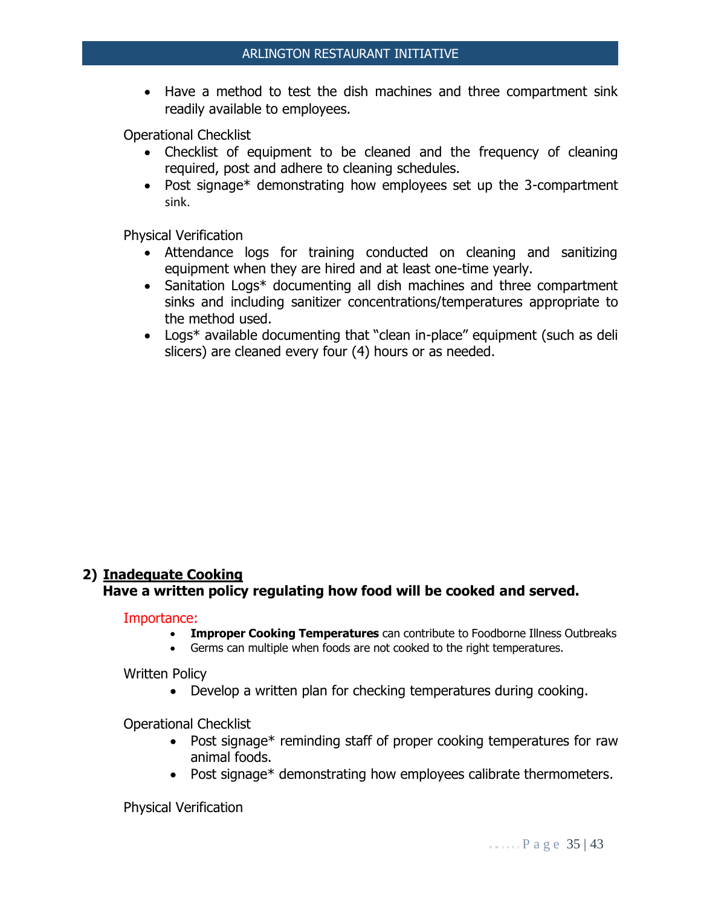- Have a method to test the dish machines and three compartment sink readily available to employees.

Operational Checklist

- Checklist of equipment to be cleaned and the frequency of cleaning required, post and adhere to cleaning schedules.
- Post signage* demonstrating how employees set up the 3-compartment sink.

Physical Verification

- Attendance logs for training conducted on cleaning and sanitizing equipment when they are hired and at least one-time yearly.
- Sanitation Logs* documenting all dish machines and three compartment sinks and including sanitizer concentrations/temperatures appropriate to the method used.
- Logs* available documenting that "clean in-place" equipment (such as deli slicers) are cleaned every four (4) hours or as needed.

## 2) <u>Inadequate Cooking</u>

**Have a written policy regulating how food will be cooked and served.**

Importance:

- **Improper Cooking Temperatures** can contribute to Foodborne Illness Outbreaks
- Germs can multiple when foods are not cooked to the right temperatures.

Written Policy

- Develop a written plan for checking temperatures during cooking.

Operational Checklist

- Post signage* reminding staff of proper cooking temperatures for raw animal foods.
- Post signage* demonstrating how employees calibrate thermometers.

Physical Verification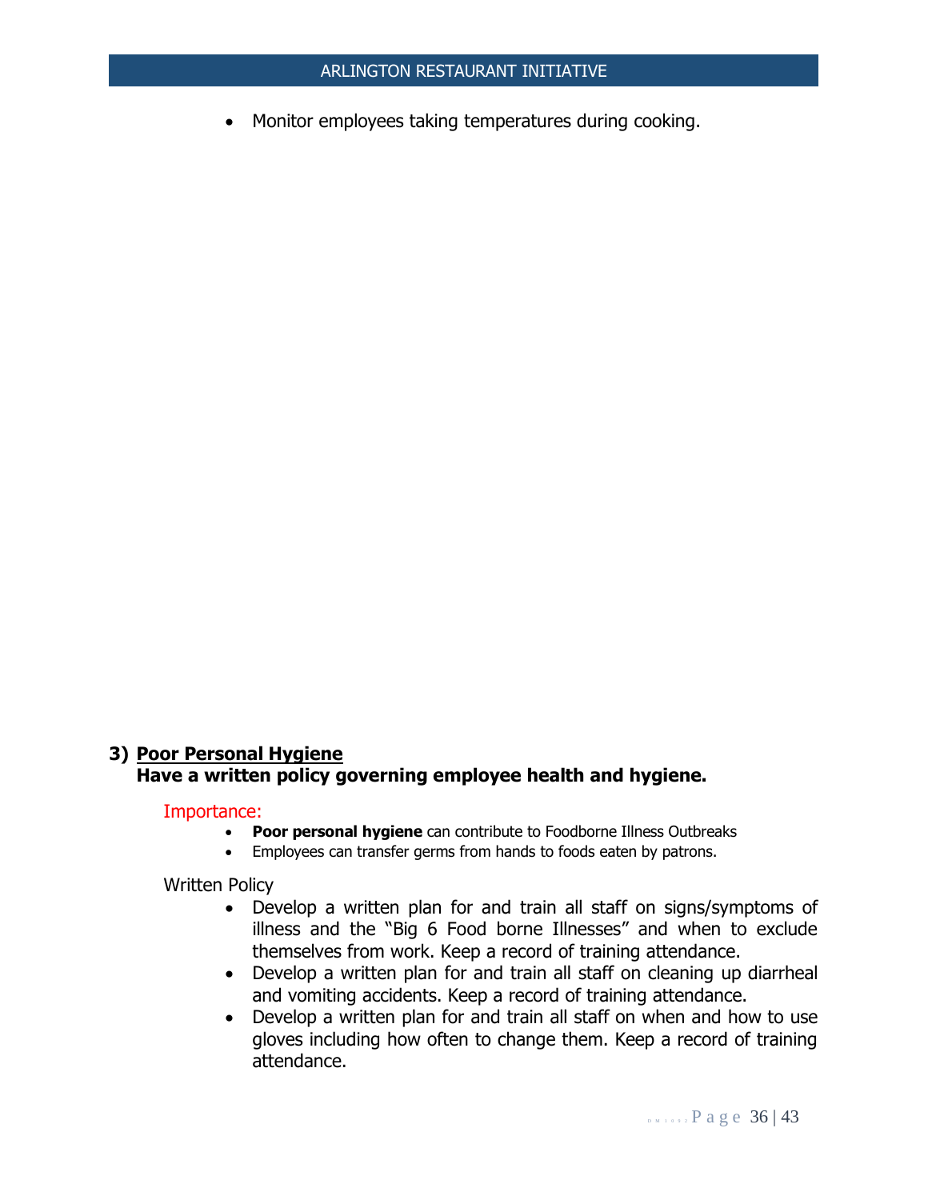- Monitor employees taking temperatures during cooking.

## 3) Poor Personal Hygiene

**Have a written policy governing employee health and hygiene.**

Importance:

- **Poor personal hygiene** can contribute to Foodborne Illness Outbreaks
- Employees can transfer germs from hands to foods eaten by patrons.

Written Policy

- Develop a written plan for and train all staff on signs/symptoms of illness and the "Big 6 Food borne Illnesses" and when to exclude themselves from work. Keep a record of training attendance.
- Develop a written plan for and train all staff on cleaning up diarrheal and vomiting accidents. Keep a record of training attendance.
- Develop a written plan for and train all staff on when and how to use gloves including how often to change them. Keep a record of training attendance.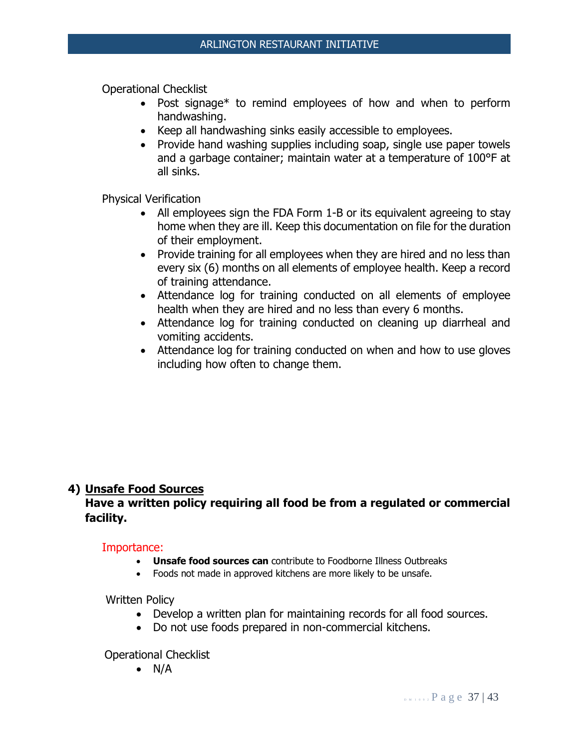Operational Checklist

- Post signage* to remind employees of how and when to perform handwashing.
- Keep all handwashing sinks easily accessible to employees.
- Provide hand washing supplies including soap, single use paper towels and a garbage container; maintain water at a temperature of 100°F at all sinks.

Physical Verification

- All employees sign the FDA Form 1-B or its equivalent agreeing to stay home when they are ill. Keep this documentation on file for the duration of their employment.
- Provide training for all employees when they are hired and no less than every six (6) months on all elements of employee health. Keep a record of training attendance.
- Attendance log for training conducted on all elements of employee health when they are hired and no less than every 6 months.
- Attendance log for training conducted on cleaning up diarrheal and vomiting accidents.
- Attendance log for training conducted on when and how to use gloves including how often to change them.

## 4) Unsafe Food Sources

**Have a written policy requiring all food be from a regulated or commercial facility.**

Importance:

- **Unsafe food sources can** contribute to Foodborne Illness Outbreaks
- Foods not made in approved kitchens are more likely to be unsafe.

Written Policy

- Develop a written plan for maintaining records for all food sources.
- Do not use foods prepared in non-commercial kitchens.

Operational Checklist

- N/A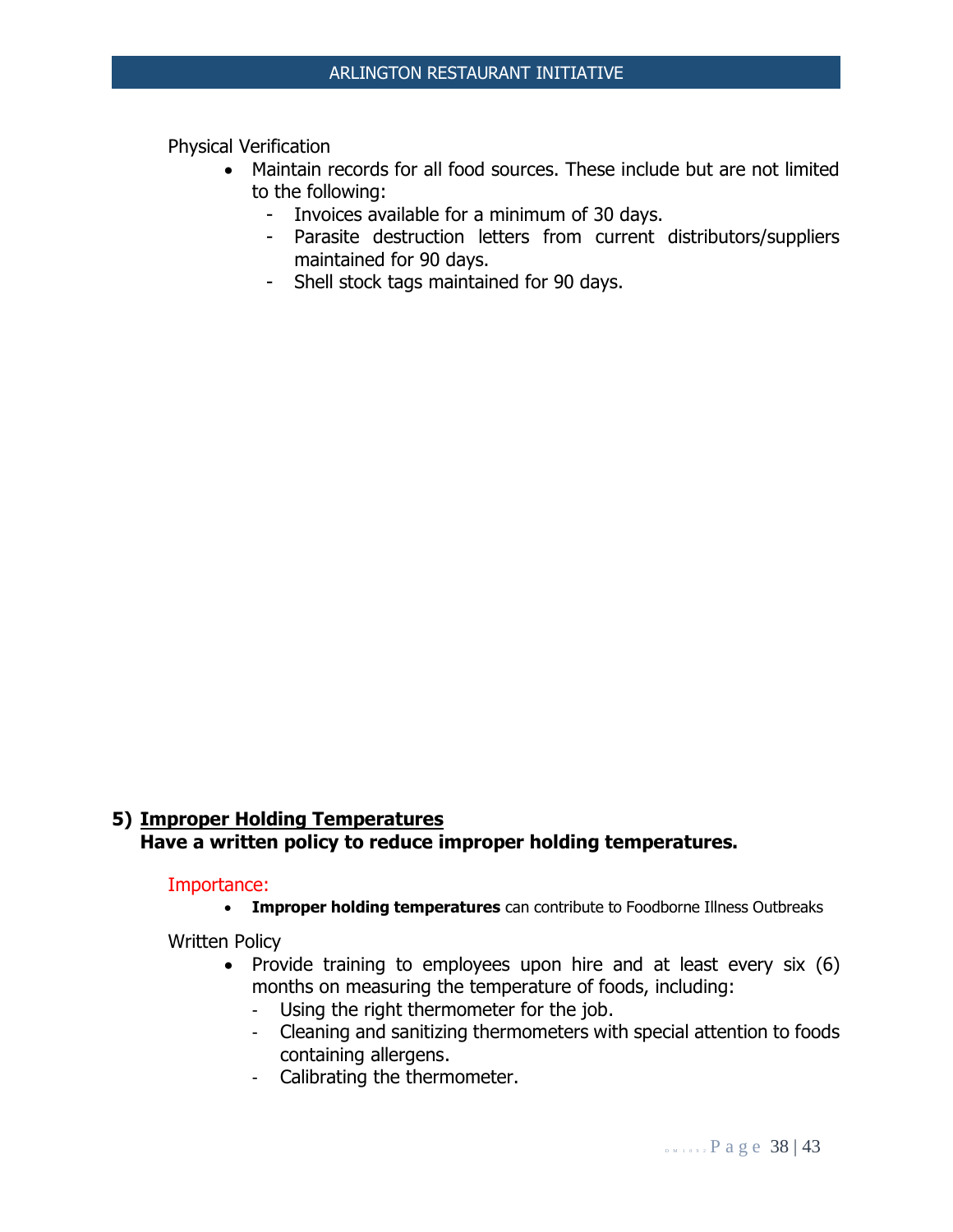Physical Verification

- Maintain records for all food sources. These include but are not limited to the following:
  - Invoices available for a minimum of 30 days.
  - Parasite destruction letters from current distributors/suppliers maintained for 90 days.
  - Shell stock tags maintained for 90 days.

## 5) <u>Improper Holding Temperatures</u>

**Have a written policy to reduce improper holding temperatures.**

Importance:

- **Improper holding temperatures** can contribute to Foodborne Illness Outbreaks

Written Policy

- Provide training to employees upon hire and at least every six (6) months on measuring the temperature of foods, including:
  - Using the right thermometer for the job.
  - Cleaning and sanitizing thermometers with special attention to foods containing allergens.
  - Calibrating the thermometer.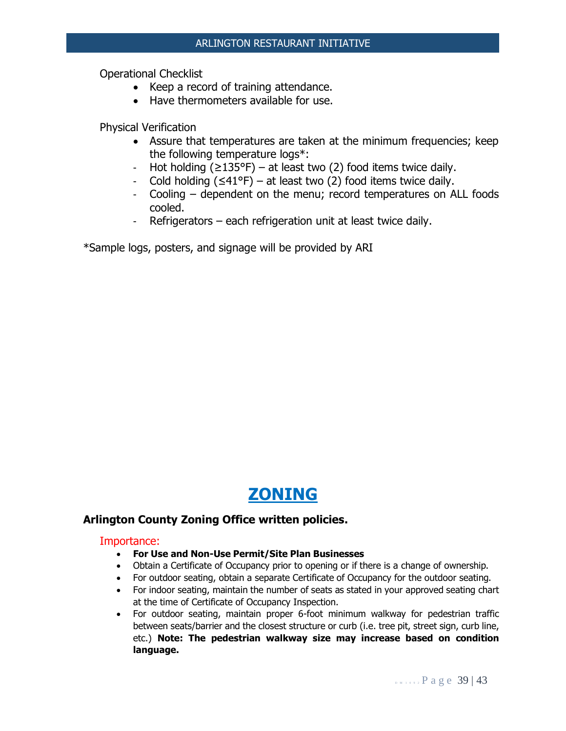Operational Checklist

- Keep a record of training attendance.
- Have thermometers available for use.

Physical Verification

- Assure that temperatures are taken at the minimum frequencies; keep the following temperature logs*:
  - Hot holding (≥135°F) – at least two (2) food items twice daily.
  - Cold holding (≤41°F) – at least two (2) food items twice daily.
  - Cooling – dependent on the menu; record temperatures on ALL foods cooled.
  - Refrigerators – each refrigeration unit at least twice daily.

*Sample logs, posters, and signage will be provided by ARI

# ZONING

**Arlington County Zoning Office written policies.**

Importance:

- **For Use and Non-Use Permit/Site Plan Businesses**
- Obtain a Certificate of Occupancy prior to opening or if there is a change of ownership.
- For outdoor seating, obtain a separate Certificate of Occupancy for the outdoor seating.
- For indoor seating, maintain the number of seats as stated in your approved seating chart at the time of Certificate of Occupancy Inspection.
- For outdoor seating, maintain proper 6-foot minimum walkway for pedestrian traffic between seats/barrier and the closest structure or curb (i.e. tree pit, street sign, curb line, etc.) **Note: The pedestrian walkway size may increase based on condition language.**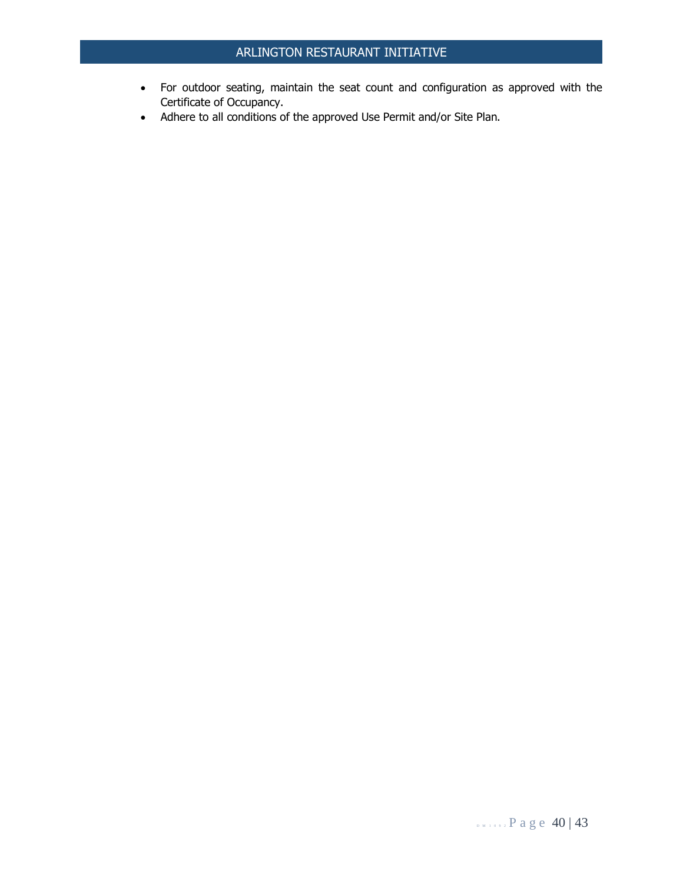- For outdoor seating, maintain the seat count and configuration as approved with the Certificate of Occupancy.
- Adhere to all conditions of the approved Use Permit and/or Site Plan.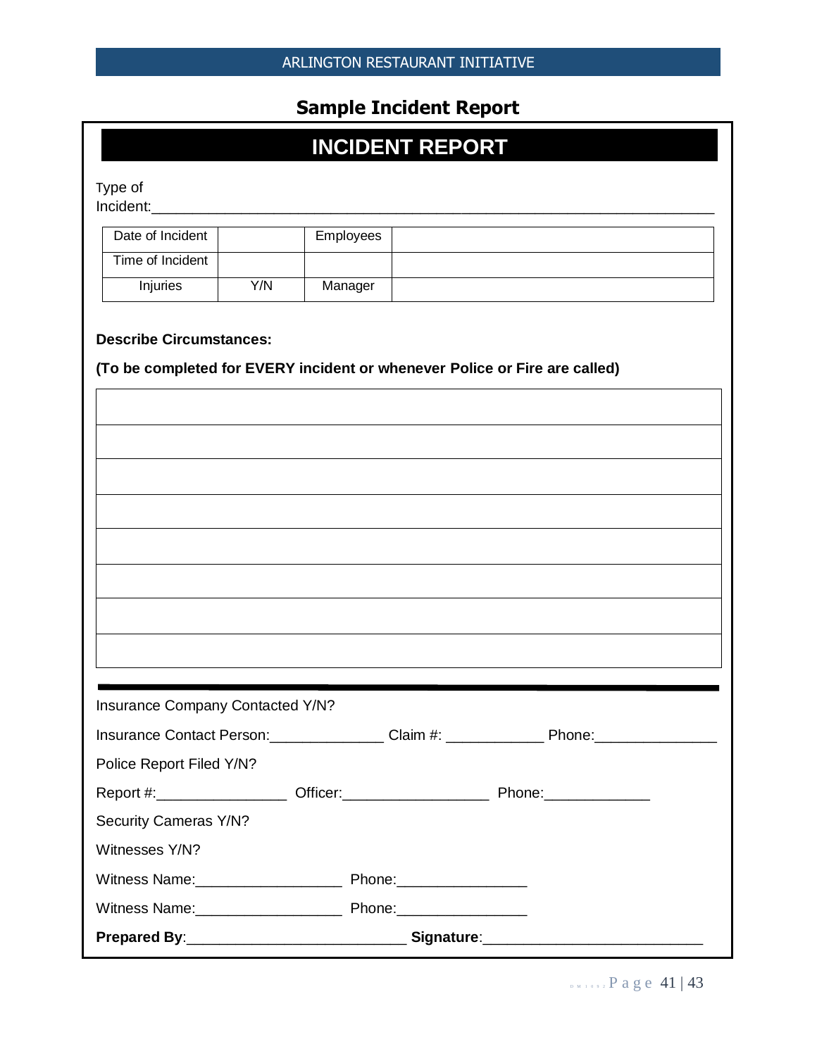## Sample Incident Report

# INCIDENT REPORT

Type of Incident:___________________________________________________________

| Date of Incident | | Employees | |
|---|---|---|---|
| Time of Incident | | | |
| Injuries | Y/N | Manager | |

**Describe Circumstances:**

**(To be completed for EVERY incident or whenever Police or Fire are called)**

| |
|---|
| |
| |
| |
| |
| |
| |
| |
| |

Insurance Company Contacted Y/N?

Insurance Contact Person:______________ Claim #: ____________ Phone:_______________

Police Report Filed Y/N?

Report #:________________ Officer:__________________ Phone:_____________

Security Cameras Y/N?

Witnesses Y/N?

Witness Name:__________________ Phone:________________

Witness Name:__________________ Phone:________________

**Prepared By**:___________________________ **Signature**:___________________________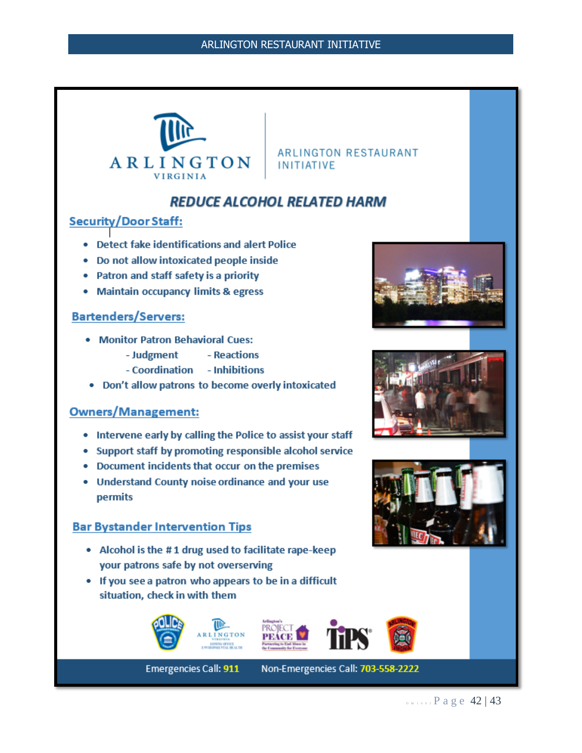ARLINGTON VIRGINIA | ARLINGTON RESTAURANT INITIATIVE

## *REDUCE ALCOHOL RELATED HARM*

### Security/Door Staff:

- Detect fake identifications and alert Police
- Do not allow intoxicated people inside
- Patron and staff safety is a priority
- Maintain occupancy limits & egress

### Bartenders/Servers:

- Monitor Patron Behavioral Cues:
  - Judgment
  - Reactions
  - Coordination
  - Inhibitions
- Don't allow patrons to become overly intoxicated

### Owners/Management:

- Intervene early by calling the Police to assist your staff
- Support staff by promoting responsible alcohol service
- Document incidents that occur on the premises
- Understand County noise ordinance and your use permits

### Bar Bystander Intervention Tips

- Alcohol is the #1 drug used to facilitate rape-keep your patrons safe by not overserving
- If you see a patron who appears to be in a difficult situation, check in with them

Emergencies Call: **911** Non-Emergencies Call: **703-558-2222**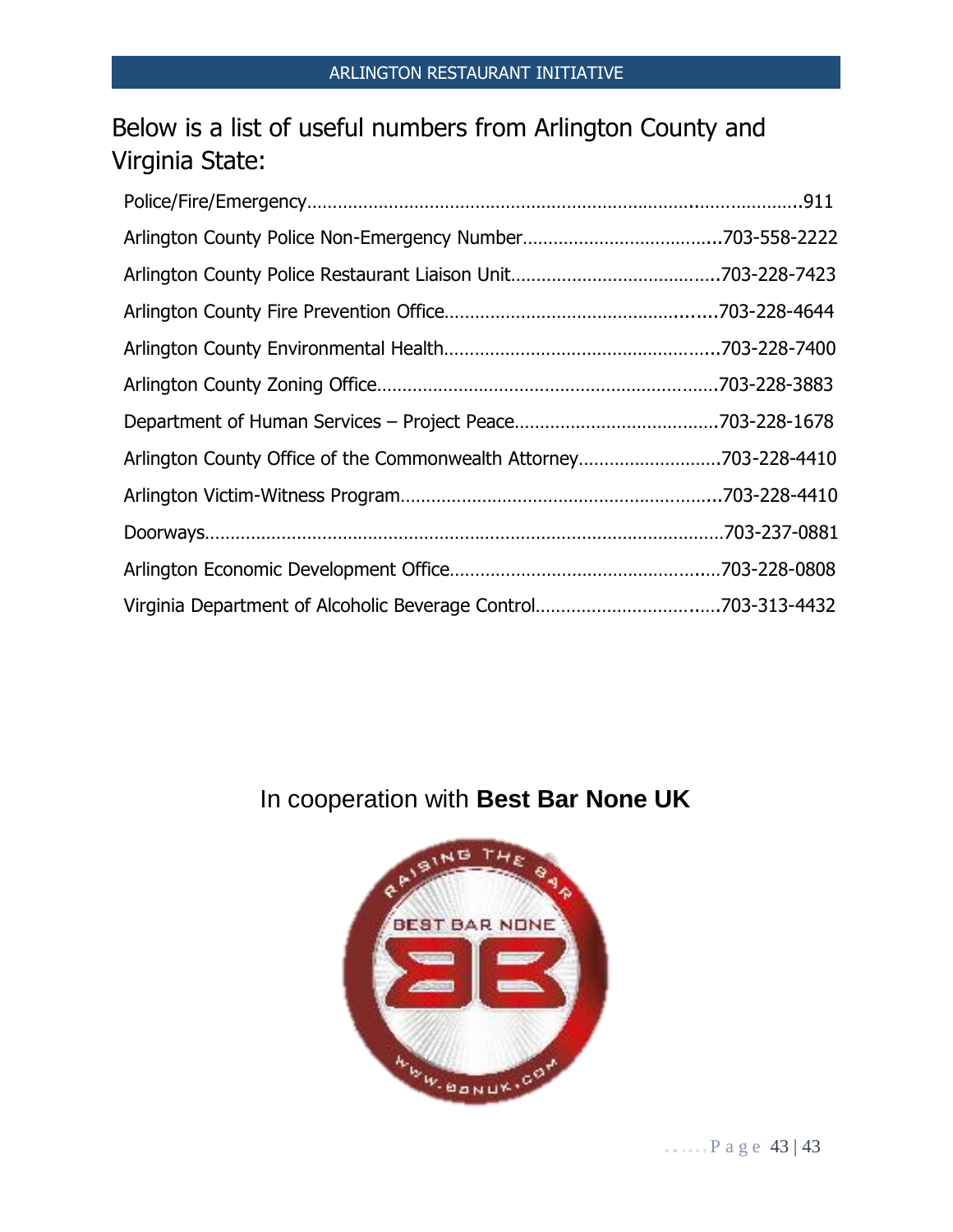Below is a list of useful numbers from Arlington County and Virginia State:

Police/Fire/Emergency.....................................................................................................911

Arlington County Police Non-Emergency Number.........................................703-558-2222

Arlington County Police Restaurant Liaison Unit...........................................703-228-7423

Arlington County Fire Prevention Office.........................................................703-228-4644

Arlington County Environmental Health..........................................................703-228-7400

Arlington County Zoning Office.......................................................................703-228-3883

Department of Human Services – Project Peace............................................703-228-1678

Arlington County Office of the Commonwealth Attorney.................................703-228-4410

Arlington Victim-Witness Program...................................................................703-228-4410

Doorways.........................................................................................................703-237-0881

Arlington Economic Development Office..........................................................703-228-0808

Virginia Department of Alcoholic Beverage Control........................................703-313-4432

In cooperation with **Best Bar None UK**